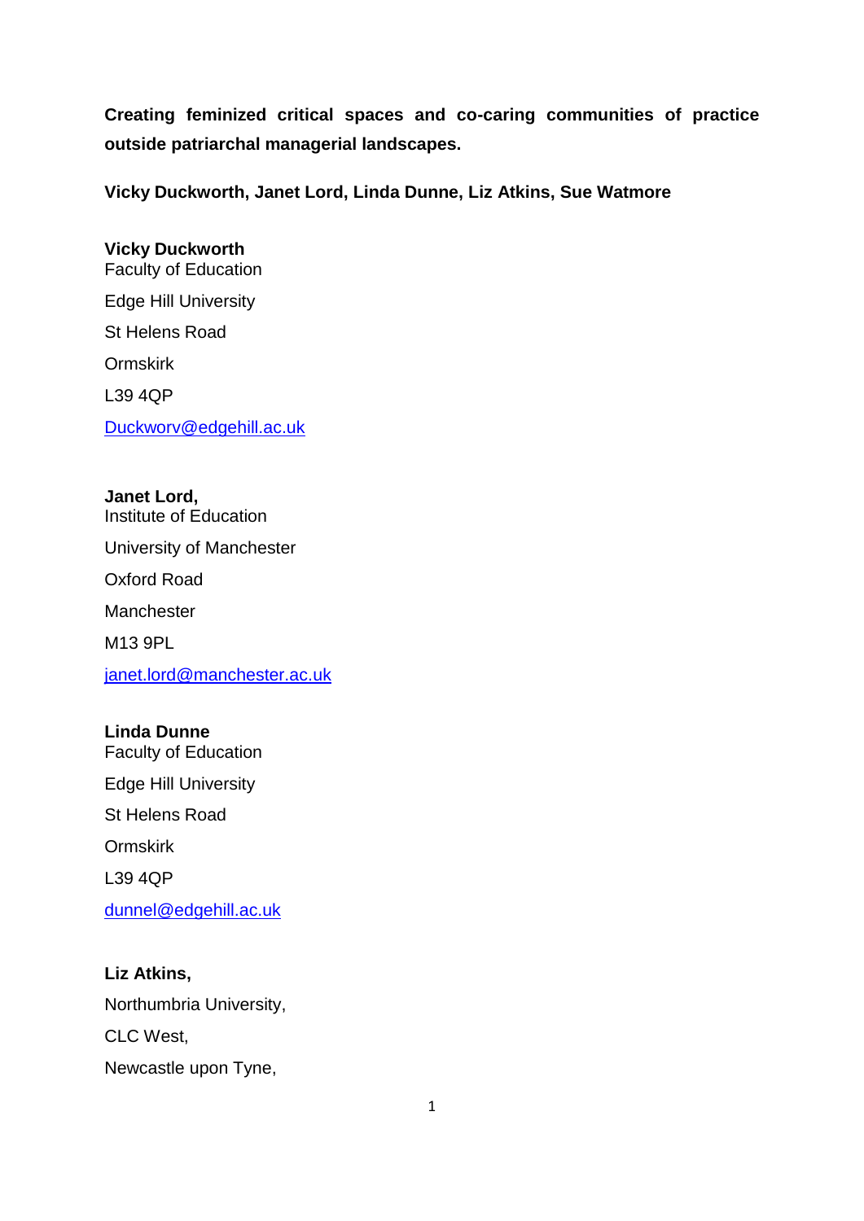**Creating feminized critical spaces and co-caring communities of practice outside patriarchal managerial landscapes.**

**Vicky Duckworth, Janet Lord, Linda Dunne, Liz Atkins, Sue Watmore**

**Vicky Duckworth**
Faculty of Education

Edge Hill University

St Helens Road

Ormskirk

L39 4QP

Duckworv@edgehill.ac.uk

**Janet Lord,**
Institute of Education

University of Manchester

Oxford Road

Manchester

M13 9PL

janet.lord@manchester.ac.uk

**Linda Dunne**
Faculty of Education

Edge Hill University

St Helens Road

Ormskirk

L39 4QP

dunnel@edgehill.ac.uk

**Liz Atkins,**

Northumbria University,

CLC West,

Newcastle upon Tyne,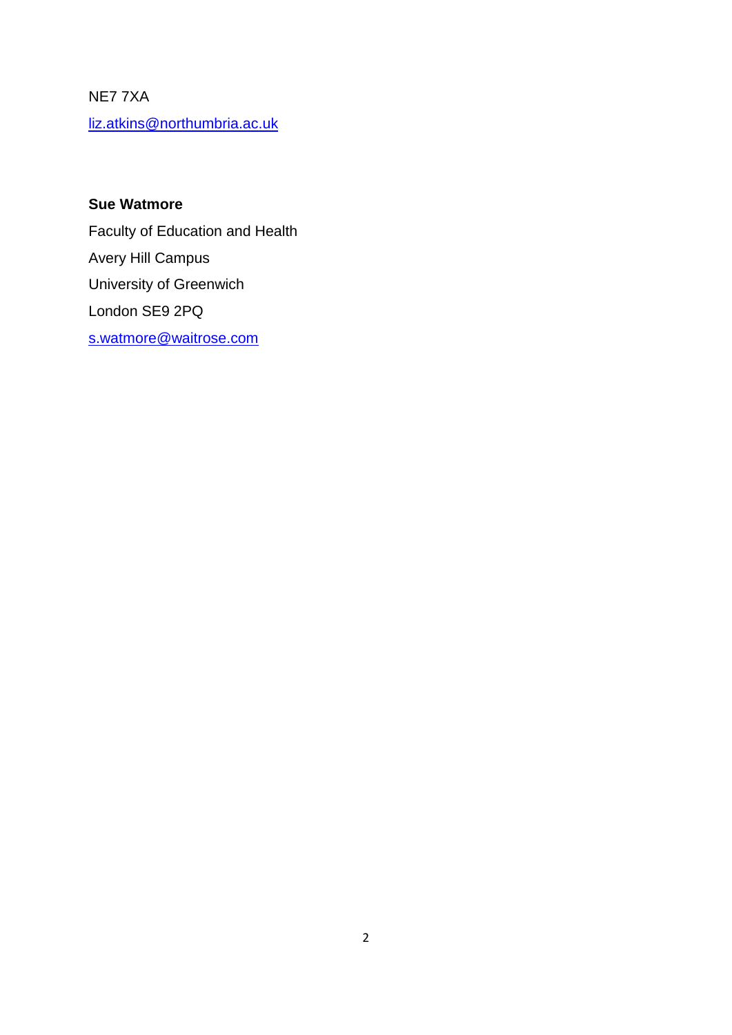NE7 7XA

liz.atkins@northumbria.ac.uk

**Sue Watmore**

Faculty of Education and Health

Avery Hill Campus

University of Greenwich

London SE9 2PQ

s.watmore@waitrose.com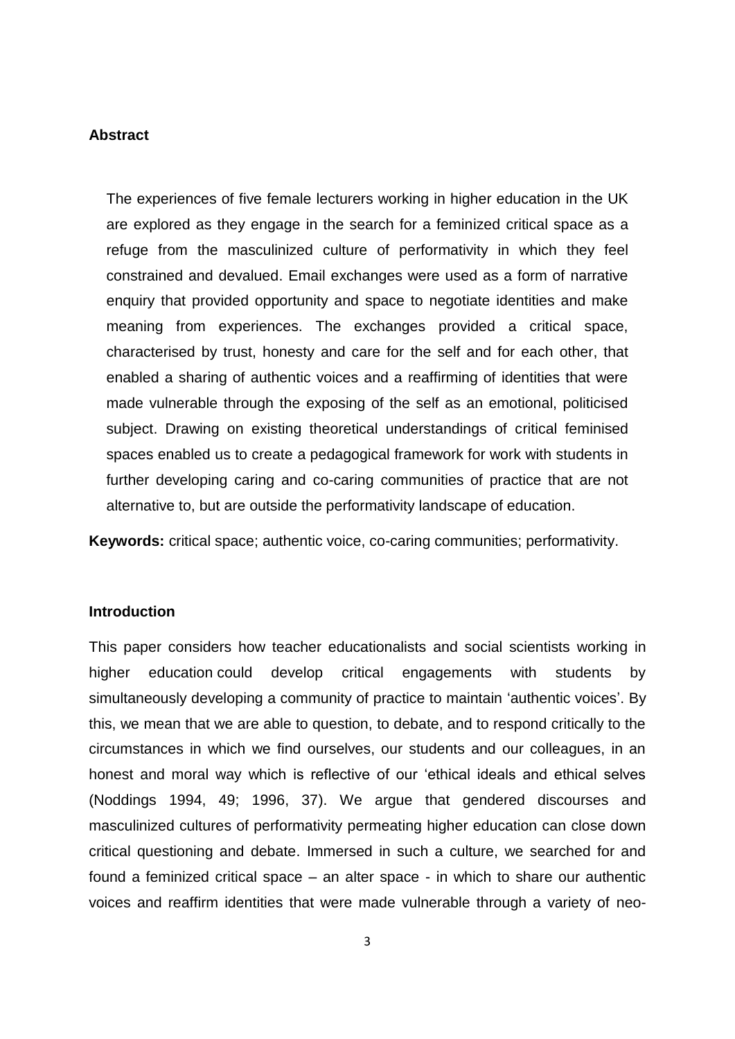## Abstract

The experiences of five female lecturers working in higher education in the UK are explored as they engage in the search for a feminized critical space as a refuge from the masculinized culture of performativity in which they feel constrained and devalued. Email exchanges were used as a form of narrative enquiry that provided opportunity and space to negotiate identities and make meaning from experiences. The exchanges provided a critical space, characterised by trust, honesty and care for the self and for each other, that enabled a sharing of authentic voices and a reaffirming of identities that were made vulnerable through the exposing of the self as an emotional, politicised subject. Drawing on existing theoretical understandings of critical feminised spaces enabled us to create a pedagogical framework for work with students in further developing caring and co-caring communities of practice that are not alternative to, but are outside the performativity landscape of education.

**Keywords:** critical space; authentic voice, co-caring communities; performativity.

## Introduction

This paper considers how teacher educationalists and social scientists working in higher education could develop critical engagements with students by simultaneously developing a community of practice to maintain 'authentic voices'. By this, we mean that we are able to question, to debate, and to respond critically to the circumstances in which we find ourselves, our students and our colleagues, in an honest and moral way which is reflective of our 'ethical ideals and ethical selves (Noddings 1994, 49; 1996, 37). We argue that gendered discourses and masculinized cultures of performativity permeating higher education can close down critical questioning and debate. Immersed in such a culture, we searched for and found a feminized critical space – an alter space - in which to share our authentic voices and reaffirm identities that were made vulnerable through a variety of neo-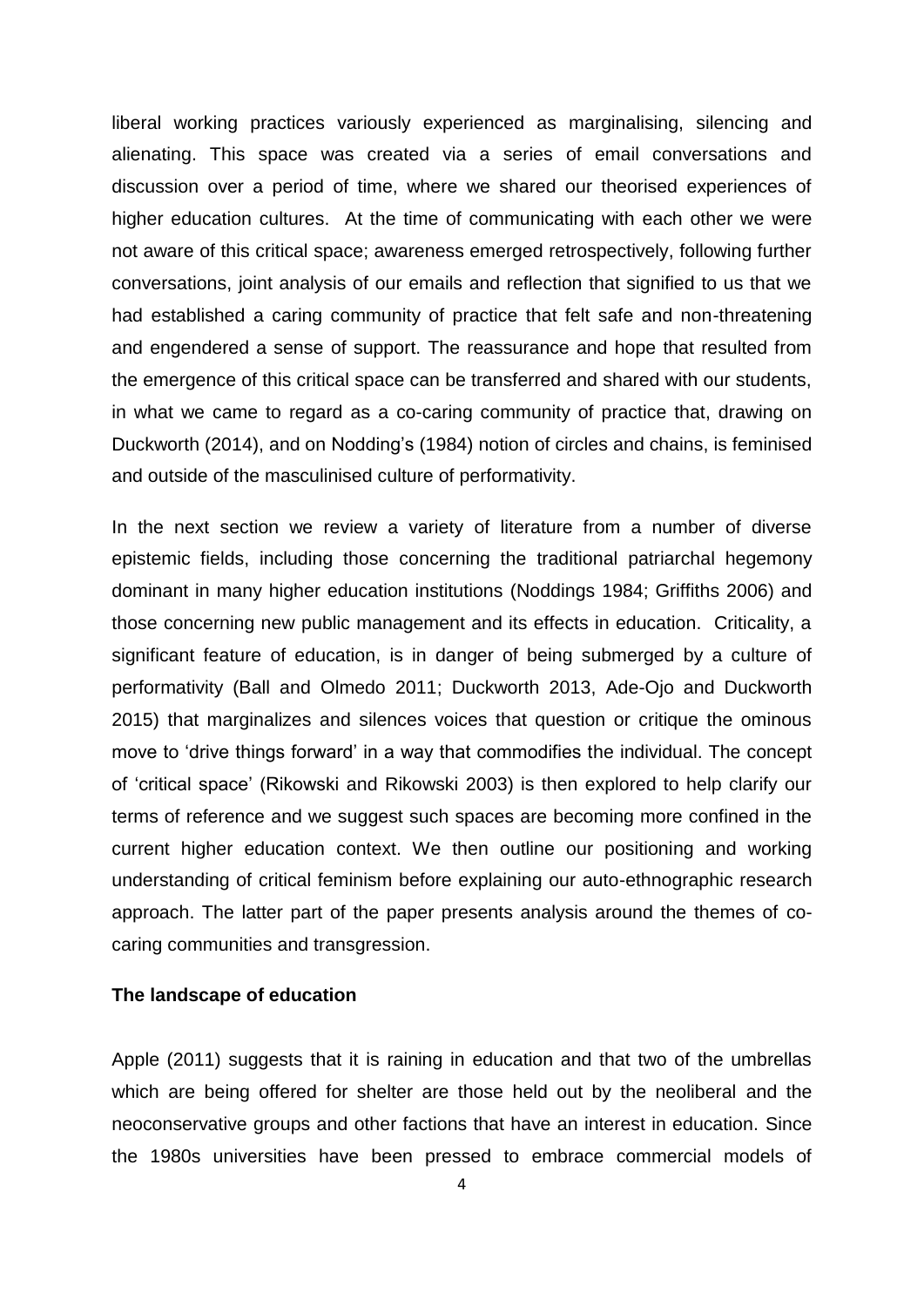liberal working practices variously experienced as marginalising, silencing and alienating. This space was created via a series of email conversations and discussion over a period of time, where we shared our theorised experiences of higher education cultures. At the time of communicating with each other we were not aware of this critical space; awareness emerged retrospectively, following further conversations, joint analysis of our emails and reflection that signified to us that we had established a caring community of practice that felt safe and non-threatening and engendered a sense of support. The reassurance and hope that resulted from the emergence of this critical space can be transferred and shared with our students, in what we came to regard as a co-caring community of practice that, drawing on Duckworth (2014), and on Nodding's (1984) notion of circles and chains, is feminised and outside of the masculinised culture of performativity.

In the next section we review a variety of literature from a number of diverse epistemic fields, including those concerning the traditional patriarchal hegemony dominant in many higher education institutions (Noddings 1984; Griffiths 2006) and those concerning new public management and its effects in education. Criticality, a significant feature of education, is in danger of being submerged by a culture of performativity (Ball and Olmedo 2011; Duckworth 2013, Ade-Ojo and Duckworth 2015) that marginalizes and silences voices that question or critique the ominous move to 'drive things forward' in a way that commodifies the individual. The concept of 'critical space' (Rikowski and Rikowski 2003) is then explored to help clarify our terms of reference and we suggest such spaces are becoming more confined in the current higher education context. We then outline our positioning and working understanding of critical feminism before explaining our auto-ethnographic research approach. The latter part of the paper presents analysis around the themes of co-caring communities and transgression.

**The landscape of education**

Apple (2011) suggests that it is raining in education and that two of the umbrellas which are being offered for shelter are those held out by the neoliberal and the neoconservative groups and other factions that have an interest in education. Since the 1980s universities have been pressed to embrace commercial models of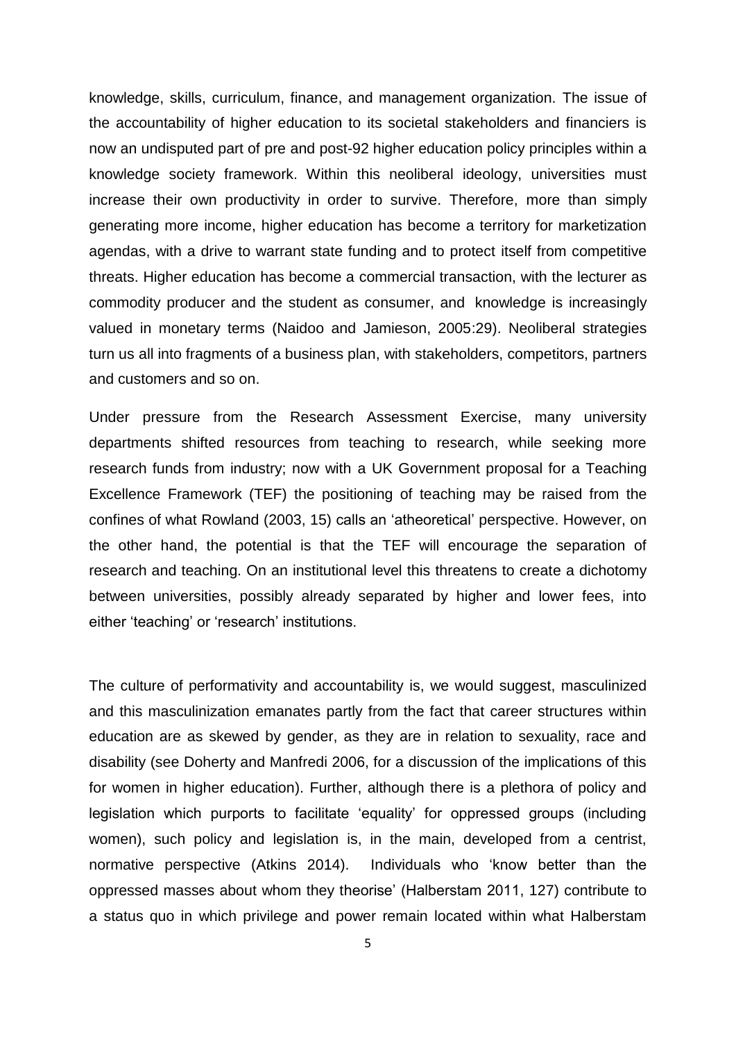knowledge, skills, curriculum, finance, and management organization. The issue of the accountability of higher education to its societal stakeholders and financiers is now an undisputed part of pre and post-92 higher education policy principles within a knowledge society framework. Within this neoliberal ideology, universities must increase their own productivity in order to survive. Therefore, more than simply generating more income, higher education has become a territory for marketization agendas, with a drive to warrant state funding and to protect itself from competitive threats. Higher education has become a commercial transaction, with the lecturer as commodity producer and the student as consumer, and knowledge is increasingly valued in monetary terms (Naidoo and Jamieson, 2005:29). Neoliberal strategies turn us all into fragments of a business plan, with stakeholders, competitors, partners and customers and so on.

Under pressure from the Research Assessment Exercise, many university departments shifted resources from teaching to research, while seeking more research funds from industry; now with a UK Government proposal for a Teaching Excellence Framework (TEF) the positioning of teaching may be raised from the confines of what Rowland (2003, 15) calls an 'atheoretical' perspective. However, on the other hand, the potential is that the TEF will encourage the separation of research and teaching. On an institutional level this threatens to create a dichotomy between universities, possibly already separated by higher and lower fees, into either 'teaching' or 'research' institutions.

The culture of performativity and accountability is, we would suggest, masculinized and this masculinization emanates partly from the fact that career structures within education are as skewed by gender, as they are in relation to sexuality, race and disability (see Doherty and Manfredi 2006, for a discussion of the implications of this for women in higher education). Further, although there is a plethora of policy and legislation which purports to facilitate 'equality' for oppressed groups (including women), such policy and legislation is, in the main, developed from a centrist, normative perspective (Atkins 2014). Individuals who 'know better than the oppressed masses about whom they theorise' (Halberstam 2011, 127) contribute to a status quo in which privilege and power remain located within what Halberstam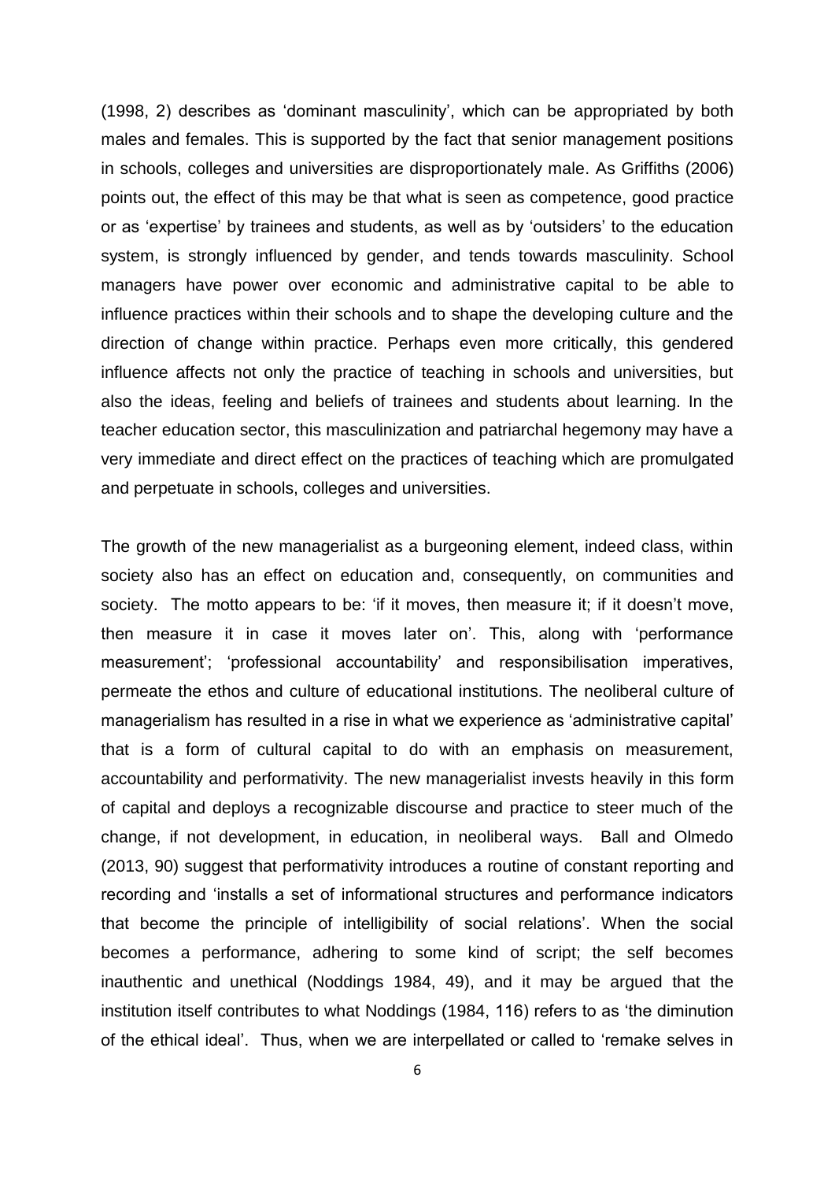(1998, 2) describes as 'dominant masculinity', which can be appropriated by both males and females. This is supported by the fact that senior management positions in schools, colleges and universities are disproportionately male. As Griffiths (2006) points out, the effect of this may be that what is seen as competence, good practice or as 'expertise' by trainees and students, as well as by 'outsiders' to the education system, is strongly influenced by gender, and tends towards masculinity. School managers have power over economic and administrative capital to be able to influence practices within their schools and to shape the developing culture and the direction of change within practice. Perhaps even more critically, this gendered influence affects not only the practice of teaching in schools and universities, but also the ideas, feeling and beliefs of trainees and students about learning. In the teacher education sector, this masculinization and patriarchal hegemony may have a very immediate and direct effect on the practices of teaching which are promulgated and perpetuate in schools, colleges and universities.

The growth of the new managerialist as a burgeoning element, indeed class, within society also has an effect on education and, consequently, on communities and society. The motto appears to be: 'if it moves, then measure it; if it doesn't move, then measure it in case it moves later on'. This, along with 'performance measurement'; 'professional accountability' and responsibilisation imperatives, permeate the ethos and culture of educational institutions. The neoliberal culture of managerialism has resulted in a rise in what we experience as 'administrative capital' that is a form of cultural capital to do with an emphasis on measurement, accountability and performativity. The new managerialist invests heavily in this form of capital and deploys a recognizable discourse and practice to steer much of the change, if not development, in education, in neoliberal ways. Ball and Olmedo (2013, 90) suggest that performativity introduces a routine of constant reporting and recording and 'installs a set of informational structures and performance indicators that become the principle of intelligibility of social relations'. When the social becomes a performance, adhering to some kind of script; the self becomes inauthentic and unethical (Noddings 1984, 49), and it may be argued that the institution itself contributes to what Noddings (1984, 116) refers to as 'the diminution of the ethical ideal'. Thus, when we are interpellated or called to 'remake selves in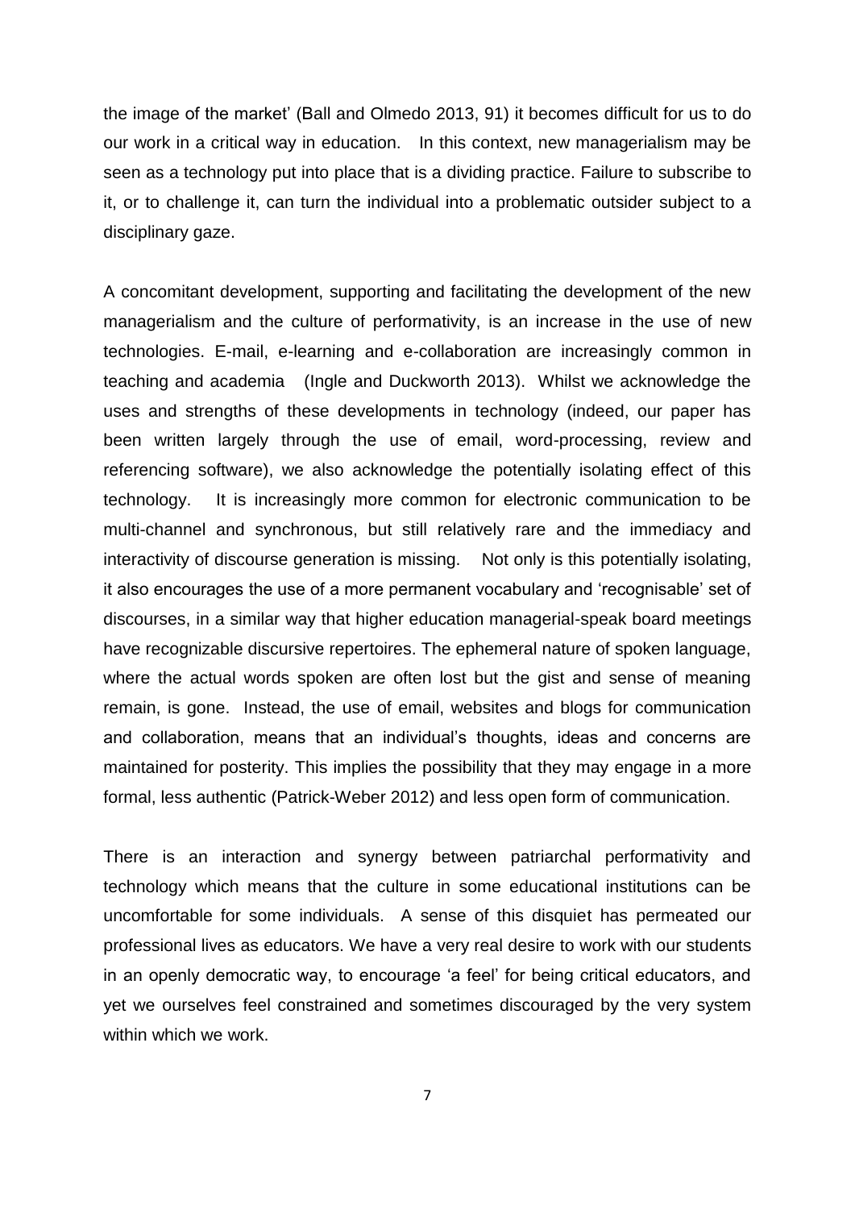the image of the market' (Ball and Olmedo 2013, 91) it becomes difficult for us to do our work in a critical way in education. In this context, new managerialism may be seen as a technology put into place that is a dividing practice. Failure to subscribe to it, or to challenge it, can turn the individual into a problematic outsider subject to a disciplinary gaze.

A concomitant development, supporting and facilitating the development of the new managerialism and the culture of performativity, is an increase in the use of new technologies. E-mail, e-learning and e-collaboration are increasingly common in teaching and academia (Ingle and Duckworth 2013). Whilst we acknowledge the uses and strengths of these developments in technology (indeed, our paper has been written largely through the use of email, word-processing, review and referencing software), we also acknowledge the potentially isolating effect of this technology. It is increasingly more common for electronic communication to be multi-channel and synchronous, but still relatively rare and the immediacy and interactivity of discourse generation is missing. Not only is this potentially isolating, it also encourages the use of a more permanent vocabulary and 'recognisable' set of discourses, in a similar way that higher education managerial-speak board meetings have recognizable discursive repertoires. The ephemeral nature of spoken language, where the actual words spoken are often lost but the gist and sense of meaning remain, is gone. Instead, the use of email, websites and blogs for communication and collaboration, means that an individual's thoughts, ideas and concerns are maintained for posterity. This implies the possibility that they may engage in a more formal, less authentic (Patrick-Weber 2012) and less open form of communication.

There is an interaction and synergy between patriarchal performativity and technology which means that the culture in some educational institutions can be uncomfortable for some individuals. A sense of this disquiet has permeated our professional lives as educators. We have a very real desire to work with our students in an openly democratic way, to encourage 'a feel' for being critical educators, and yet we ourselves feel constrained and sometimes discouraged by the very system within which we work.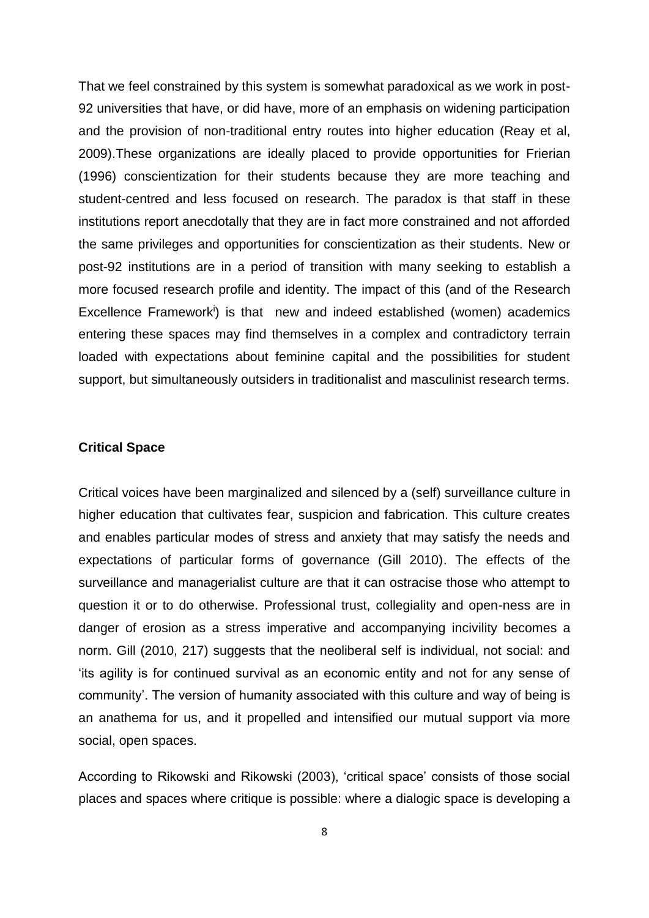That we feel constrained by this system is somewhat paradoxical as we work in post-92 universities that have, or did have, more of an emphasis on widening participation and the provision of non-traditional entry routes into higher education (Reay et al, 2009).These organizations are ideally placed to provide opportunities for Frierian (1996) conscientization for their students because they are more teaching and student-centred and less focused on research. The paradox is that staff in these institutions report anecdotally that they are in fact more constrained and not afforded the same privileges and opportunities for conscientization as their students. New or post-92 institutions are in a period of transition with many seeking to establish a more focused research profile and identity. The impact of this (and of the Research Excellence Framework[i]) is that new and indeed established (women) academics entering these spaces may find themselves in a complex and contradictory terrain loaded with expectations about feminine capital and the possibilities for student support, but simultaneously outsiders in traditionalist and masculinist research terms.

**Critical Space**

Critical voices have been marginalized and silenced by a (self) surveillance culture in higher education that cultivates fear, suspicion and fabrication. This culture creates and enables particular modes of stress and anxiety that may satisfy the needs and expectations of particular forms of governance (Gill 2010). The effects of the surveillance and managerialist culture are that it can ostracise those who attempt to question it or to do otherwise. Professional trust, collegiality and open-ness are in danger of erosion as a stress imperative and accompanying incivility becomes a norm. Gill (2010, 217) suggests that the neoliberal self is individual, not social: and 'its agility is for continued survival as an economic entity and not for any sense of community'. The version of humanity associated with this culture and way of being is an anathema for us, and it propelled and intensified our mutual support via more social, open spaces.

According to Rikowski and Rikowski (2003), 'critical space' consists of those social places and spaces where critique is possible: where a dialogic space is developing a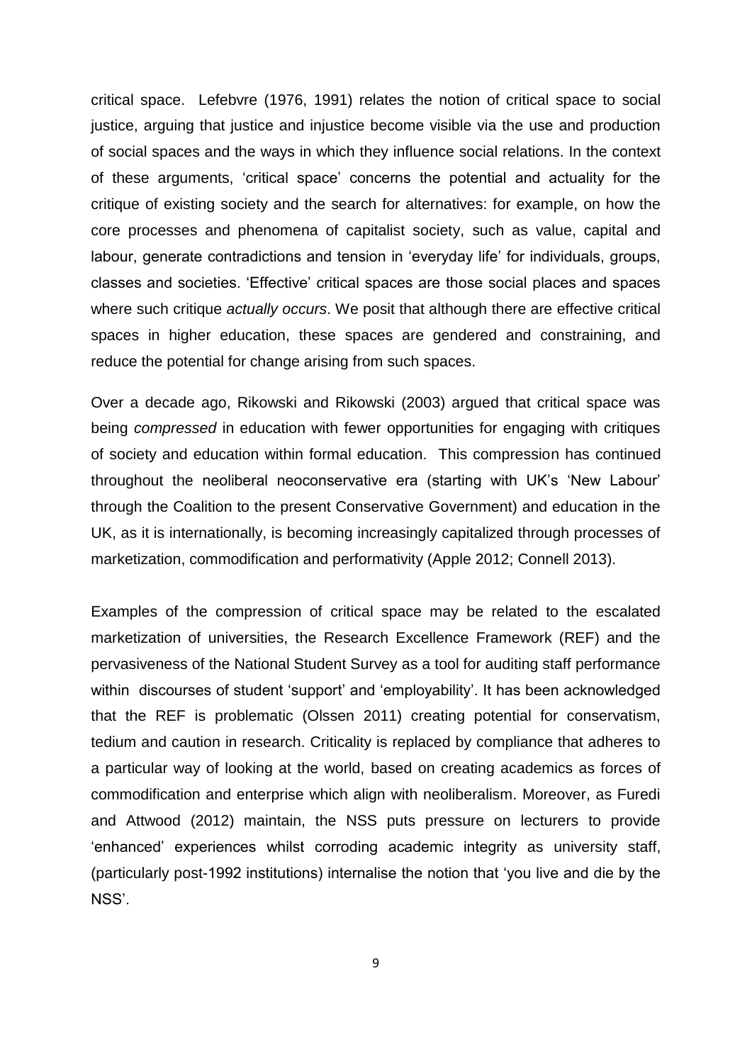critical space. Lefebvre (1976, 1991) relates the notion of critical space to social justice, arguing that justice and injustice become visible via the use and production of social spaces and the ways in which they influence social relations. In the context of these arguments, 'critical space' concerns the potential and actuality for the critique of existing society and the search for alternatives: for example, on how the core processes and phenomena of capitalist society, such as value, capital and labour, generate contradictions and tension in 'everyday life' for individuals, groups, classes and societies. 'Effective' critical spaces are those social places and spaces where such critique *actually occurs*. We posit that although there are effective critical spaces in higher education, these spaces are gendered and constraining, and reduce the potential for change arising from such spaces.

Over a decade ago, Rikowski and Rikowski (2003) argued that critical space was being *compressed* in education with fewer opportunities for engaging with critiques of society and education within formal education. This compression has continued throughout the neoliberal neoconservative era (starting with UK's 'New Labour' through the Coalition to the present Conservative Government) and education in the UK, as it is internationally, is becoming increasingly capitalized through processes of marketization, commodification and performativity (Apple 2012; Connell 2013).

Examples of the compression of critical space may be related to the escalated marketization of universities, the Research Excellence Framework (REF) and the pervasiveness of the National Student Survey as a tool for auditing staff performance within discourses of student 'support' and 'employability'. It has been acknowledged that the REF is problematic (Olssen 2011) creating potential for conservatism, tedium and caution in research. Criticality is replaced by compliance that adheres to a particular way of looking at the world, based on creating academics as forces of commodification and enterprise which align with neoliberalism. Moreover, as Furedi and Attwood (2012) maintain, the NSS puts pressure on lecturers to provide 'enhanced' experiences whilst corroding academic integrity as university staff, (particularly post-1992 institutions) internalise the notion that 'you live and die by the NSS'.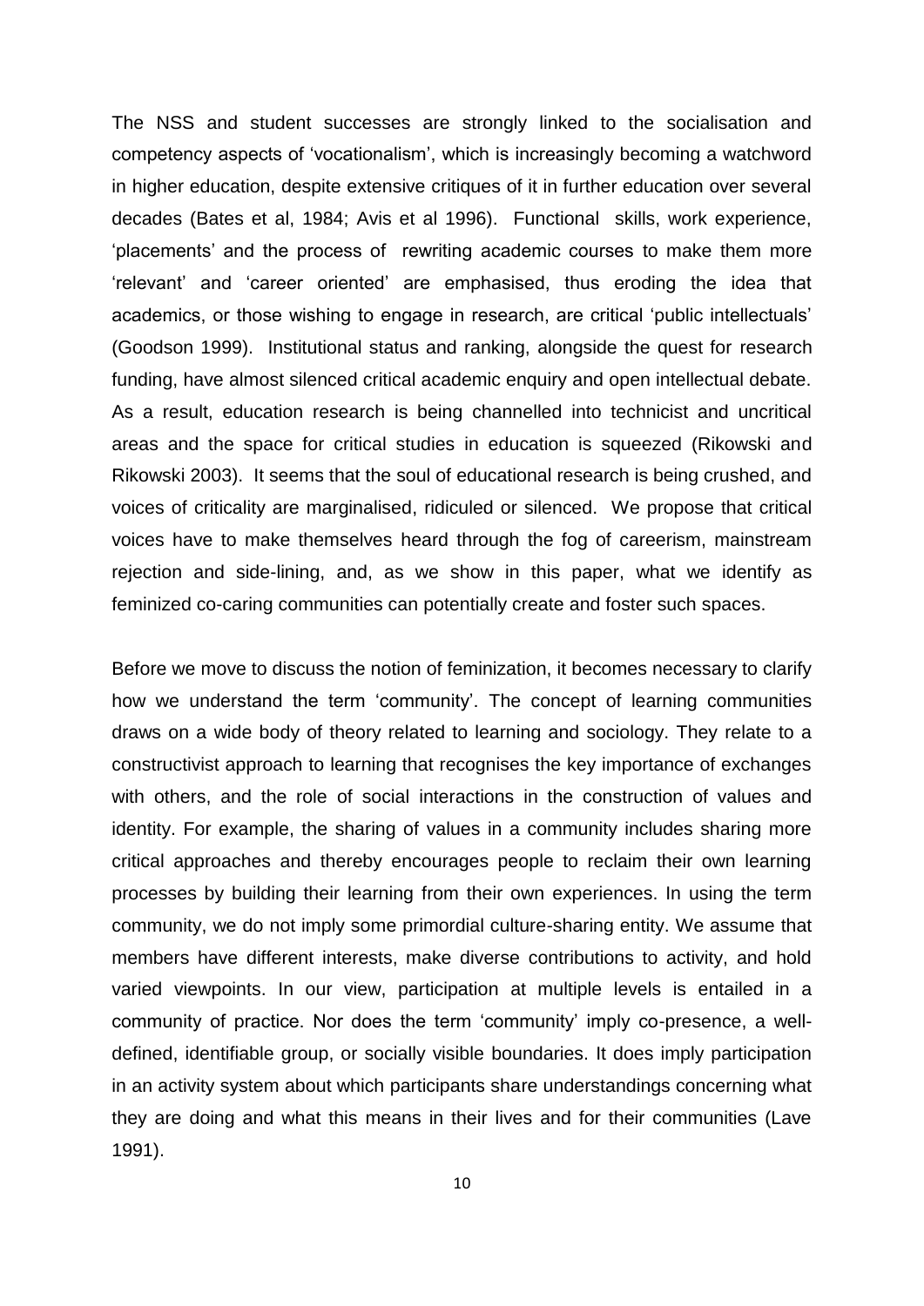The NSS and student successes are strongly linked to the socialisation and competency aspects of 'vocationalism', which is increasingly becoming a watchword in higher education, despite extensive critiques of it in further education over several decades (Bates et al, 1984; Avis et al 1996). Functional skills, work experience, 'placements' and the process of rewriting academic courses to make them more 'relevant' and 'career oriented' are emphasised, thus eroding the idea that academics, or those wishing to engage in research, are critical 'public intellectuals' (Goodson 1999). Institutional status and ranking, alongside the quest for research funding, have almost silenced critical academic enquiry and open intellectual debate. As a result, education research is being channelled into technicist and uncritical areas and the space for critical studies in education is squeezed (Rikowski and Rikowski 2003). It seems that the soul of educational research is being crushed, and voices of criticality are marginalised, ridiculed or silenced. We propose that critical voices have to make themselves heard through the fog of careerism, mainstream rejection and side-lining, and, as we show in this paper, what we identify as feminized co-caring communities can potentially create and foster such spaces.

Before we move to discuss the notion of feminization, it becomes necessary to clarify how we understand the term 'community'. The concept of learning communities draws on a wide body of theory related to learning and sociology. They relate to a constructivist approach to learning that recognises the key importance of exchanges with others, and the role of social interactions in the construction of values and identity. For example, the sharing of values in a community includes sharing more critical approaches and thereby encourages people to reclaim their own learning processes by building their learning from their own experiences. In using the term community, we do not imply some primordial culture-sharing entity. We assume that members have different interests, make diverse contributions to activity, and hold varied viewpoints. In our view, participation at multiple levels is entailed in a community of practice. Nor does the term 'community' imply co-presence, a well-defined, identifiable group, or socially visible boundaries. It does imply participation in an activity system about which participants share understandings concerning what they are doing and what this means in their lives and for their communities (Lave 1991).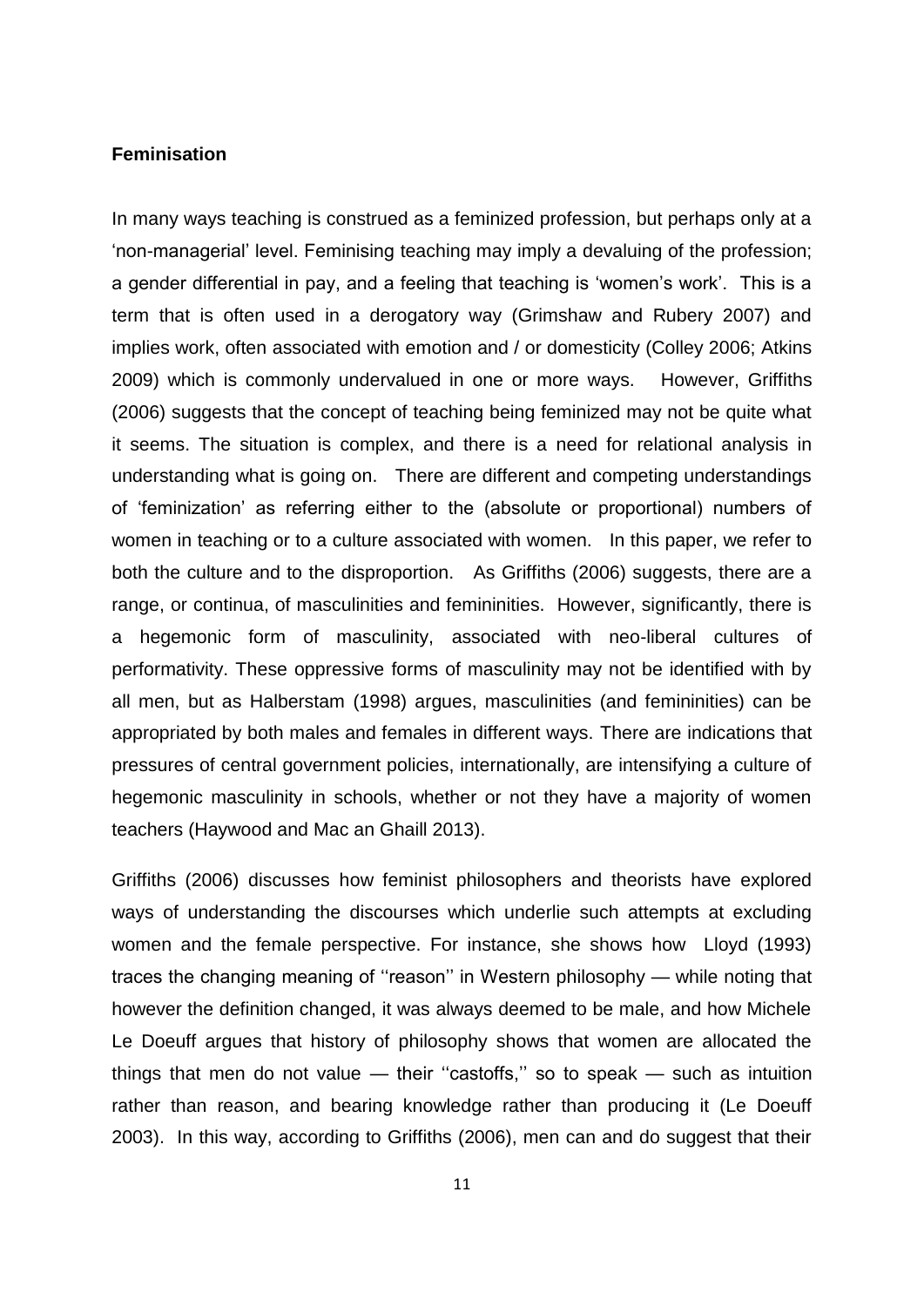### Feminisation

In many ways teaching is construed as a feminized profession, but perhaps only at a 'non-managerial' level. Feminising teaching may imply a devaluing of the profession; a gender differential in pay, and a feeling that teaching is 'women's work'. This is a term that is often used in a derogatory way (Grimshaw and Rubery 2007) and implies work, often associated with emotion and / or domesticity (Colley 2006; Atkins 2009) which is commonly undervalued in one or more ways. However, Griffiths (2006) suggests that the concept of teaching being feminized may not be quite what it seems. The situation is complex, and there is a need for relational analysis in understanding what is going on. There are different and competing understandings of 'feminization' as referring either to the (absolute or proportional) numbers of women in teaching or to a culture associated with women. In this paper, we refer to both the culture and to the disproportion. As Griffiths (2006) suggests, there are a range, or continua, of masculinities and femininities. However, significantly, there is a hegemonic form of masculinity, associated with neo-liberal cultures of performativity. These oppressive forms of masculinity may not be identified with by all men, but as Halberstam (1998) argues, masculinities (and femininities) can be appropriated by both males and females in different ways. There are indications that pressures of central government policies, internationally, are intensifying a culture of hegemonic masculinity in schools, whether or not they have a majority of women teachers (Haywood and Mac an Ghaill 2013).

Griffiths (2006) discusses how feminist philosophers and theorists have explored ways of understanding the discourses which underlie such attempts at excluding women and the female perspective. For instance, she shows how Lloyd (1993) traces the changing meaning of ''reason'' in Western philosophy — while noting that however the definition changed, it was always deemed to be male, and how Michele Le Doeuff argues that history of philosophy shows that women are allocated the things that men do not value — their ''castoffs,'' so to speak — such as intuition rather than reason, and bearing knowledge rather than producing it (Le Doeuff 2003). In this way, according to Griffiths (2006), men can and do suggest that their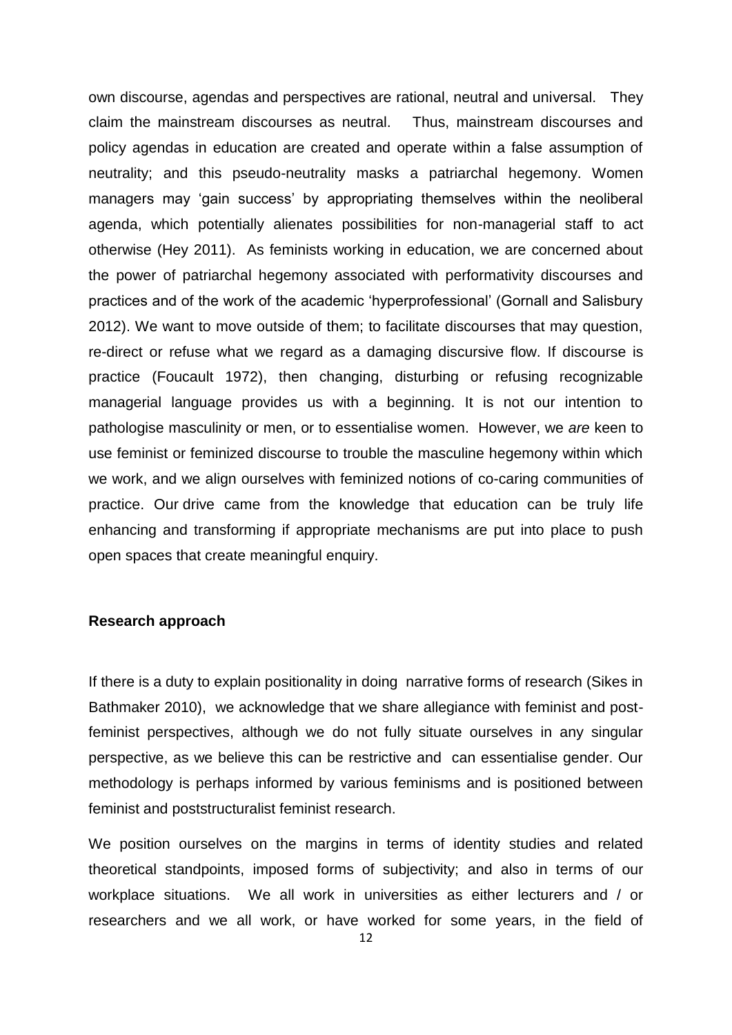own discourse, agendas and perspectives are rational, neutral and universal. They claim the mainstream discourses as neutral. Thus, mainstream discourses and policy agendas in education are created and operate within a false assumption of neutrality; and this pseudo-neutrality masks a patriarchal hegemony. Women managers may 'gain success' by appropriating themselves within the neoliberal agenda, which potentially alienates possibilities for non-managerial staff to act otherwise (Hey 2011). As feminists working in education, we are concerned about the power of patriarchal hegemony associated with performativity discourses and practices and of the work of the academic 'hyperprofessional' (Gornall and Salisbury 2012). We want to move outside of them; to facilitate discourses that may question, re-direct or refuse what we regard as a damaging discursive flow. If discourse is practice (Foucault 1972), then changing, disturbing or refusing recognizable managerial language provides us with a beginning. It is not our intention to pathologise masculinity or men, or to essentialise women. However, we *are* keen to use feminist or feminized discourse to trouble the masculine hegemony within which we work, and we align ourselves with feminized notions of co-caring communities of practice. Our drive came from the knowledge that education can be truly life enhancing and transforming if appropriate mechanisms are put into place to push open spaces that create meaningful enquiry.

**Research approach**

If there is a duty to explain positionality in doing narrative forms of research (Sikes in Bathmaker 2010), we acknowledge that we share allegiance with feminist and post-feminist perspectives, although we do not fully situate ourselves in any singular perspective, as we believe this can be restrictive and can essentialise gender. Our methodology is perhaps informed by various feminisms and is positioned between feminist and poststructuralist feminist research.

We position ourselves on the margins in terms of identity studies and related theoretical standpoints, imposed forms of subjectivity; and also in terms of our workplace situations. We all work in universities as either lecturers and / or researchers and we all work, or have worked for some years, in the field of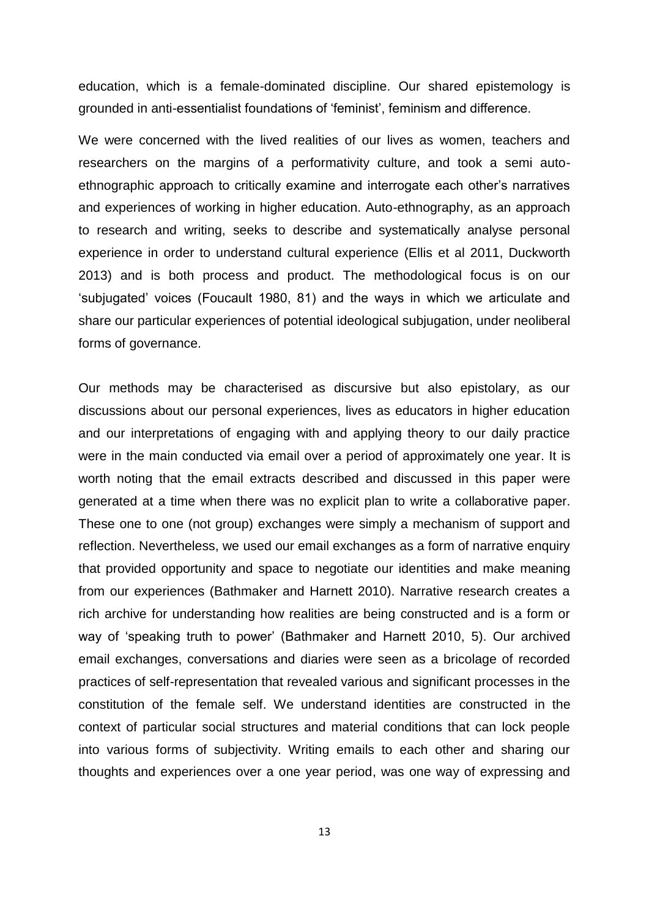education, which is a female-dominated discipline. Our shared epistemology is grounded in anti-essentialist foundations of 'feminist', feminism and difference.

We were concerned with the lived realities of our lives as women, teachers and researchers on the margins of a performativity culture, and took a semi auto-ethnographic approach to critically examine and interrogate each other's narratives and experiences of working in higher education. Auto-ethnography, as an approach to research and writing, seeks to describe and systematically analyse personal experience in order to understand cultural experience (Ellis et al 2011, Duckworth 2013) and is both process and product. The methodological focus is on our 'subjugated' voices (Foucault 1980, 81) and the ways in which we articulate and share our particular experiences of potential ideological subjugation, under neoliberal forms of governance.

Our methods may be characterised as discursive but also epistolary, as our discussions about our personal experiences, lives as educators in higher education and our interpretations of engaging with and applying theory to our daily practice were in the main conducted via email over a period of approximately one year. It is worth noting that the email extracts described and discussed in this paper were generated at a time when there was no explicit plan to write a collaborative paper. These one to one (not group) exchanges were simply a mechanism of support and reflection. Nevertheless, we used our email exchanges as a form of narrative enquiry that provided opportunity and space to negotiate our identities and make meaning from our experiences (Bathmaker and Harnett 2010). Narrative research creates a rich archive for understanding how realities are being constructed and is a form or way of 'speaking truth to power' (Bathmaker and Harnett 2010, 5). Our archived email exchanges, conversations and diaries were seen as a bricolage of recorded practices of self-representation that revealed various and significant processes in the constitution of the female self. We understand identities are constructed in the context of particular social structures and material conditions that can lock people into various forms of subjectivity. Writing emails to each other and sharing our thoughts and experiences over a one year period, was one way of expressing and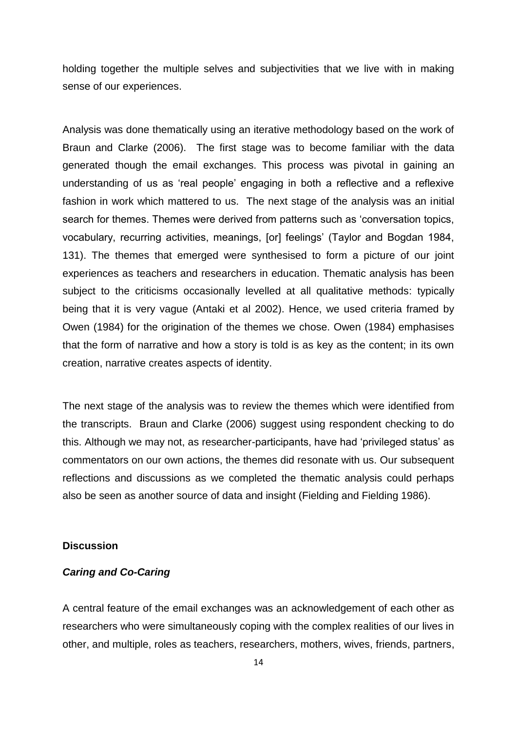holding together the multiple selves and subjectivities that we live with in making sense of our experiences.

Analysis was done thematically using an iterative methodology based on the work of Braun and Clarke (2006). The first stage was to become familiar with the data generated though the email exchanges. This process was pivotal in gaining an understanding of us as 'real people' engaging in both a reflective and a reflexive fashion in work which mattered to us. The next stage of the analysis was an initial search for themes. Themes were derived from patterns such as 'conversation topics, vocabulary, recurring activities, meanings, [or] feelings' (Taylor and Bogdan 1984, 131). The themes that emerged were synthesised to form a picture of our joint experiences as teachers and researchers in education. Thematic analysis has been subject to the criticisms occasionally levelled at all qualitative methods: typically being that it is very vague (Antaki et al 2002). Hence, we used criteria framed by Owen (1984) for the origination of the themes we chose. Owen (1984) emphasises that the form of narrative and how a story is told is as key as the content; in its own creation, narrative creates aspects of identity.

The next stage of the analysis was to review the themes which were identified from the transcripts. Braun and Clarke (2006) suggest using respondent checking to do this. Although we may not, as researcher-participants, have had 'privileged status' as commentators on our own actions, the themes did resonate with us. Our subsequent reflections and discussions as we completed the thematic analysis could perhaps also be seen as another source of data and insight (Fielding and Fielding 1986).

## Discussion

### *Caring and Co-Caring*

A central feature of the email exchanges was an acknowledgement of each other as researchers who were simultaneously coping with the complex realities of our lives in other, and multiple, roles as teachers, researchers, mothers, wives, friends, partners,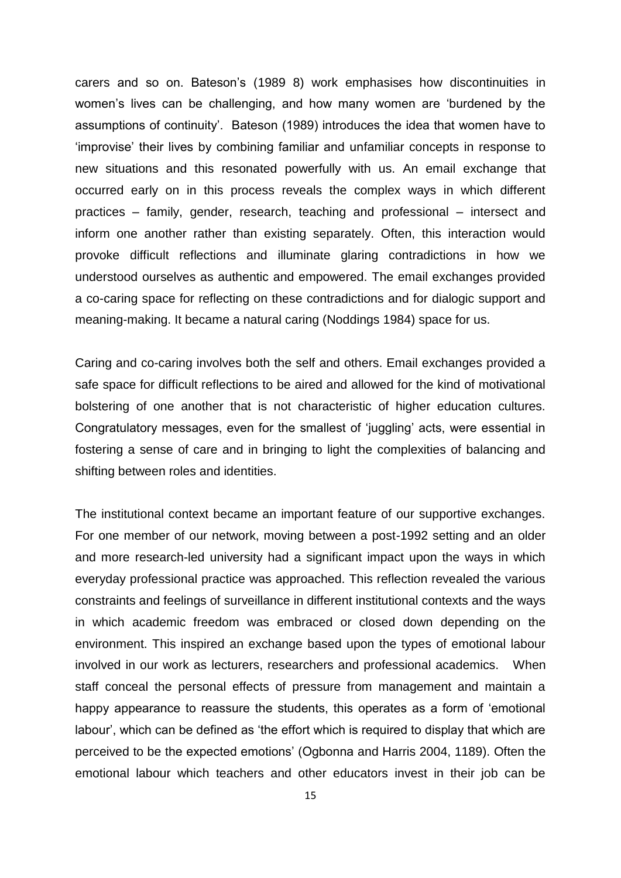carers and so on. Bateson's (1989 8) work emphasises how discontinuities in women's lives can be challenging, and how many women are 'burdened by the assumptions of continuity'. Bateson (1989) introduces the idea that women have to 'improvise' their lives by combining familiar and unfamiliar concepts in response to new situations and this resonated powerfully with us. An email exchange that occurred early on in this process reveals the complex ways in which different practices – family, gender, research, teaching and professional – intersect and inform one another rather than existing separately. Often, this interaction would provoke difficult reflections and illuminate glaring contradictions in how we understood ourselves as authentic and empowered. The email exchanges provided a co-caring space for reflecting on these contradictions and for dialogic support and meaning-making. It became a natural caring (Noddings 1984) space for us.

Caring and co-caring involves both the self and others. Email exchanges provided a safe space for difficult reflections to be aired and allowed for the kind of motivational bolstering of one another that is not characteristic of higher education cultures. Congratulatory messages, even for the smallest of 'juggling' acts, were essential in fostering a sense of care and in bringing to light the complexities of balancing and shifting between roles and identities.

The institutional context became an important feature of our supportive exchanges. For one member of our network, moving between a post-1992 setting and an older and more research-led university had a significant impact upon the ways in which everyday professional practice was approached. This reflection revealed the various constraints and feelings of surveillance in different institutional contexts and the ways in which academic freedom was embraced or closed down depending on the environment. This inspired an exchange based upon the types of emotional labour involved in our work as lecturers, researchers and professional academics. When staff conceal the personal effects of pressure from management and maintain a happy appearance to reassure the students, this operates as a form of 'emotional labour', which can be defined as 'the effort which is required to display that which are perceived to be the expected emotions' (Ogbonna and Harris 2004, 1189). Often the emotional labour which teachers and other educators invest in their job can be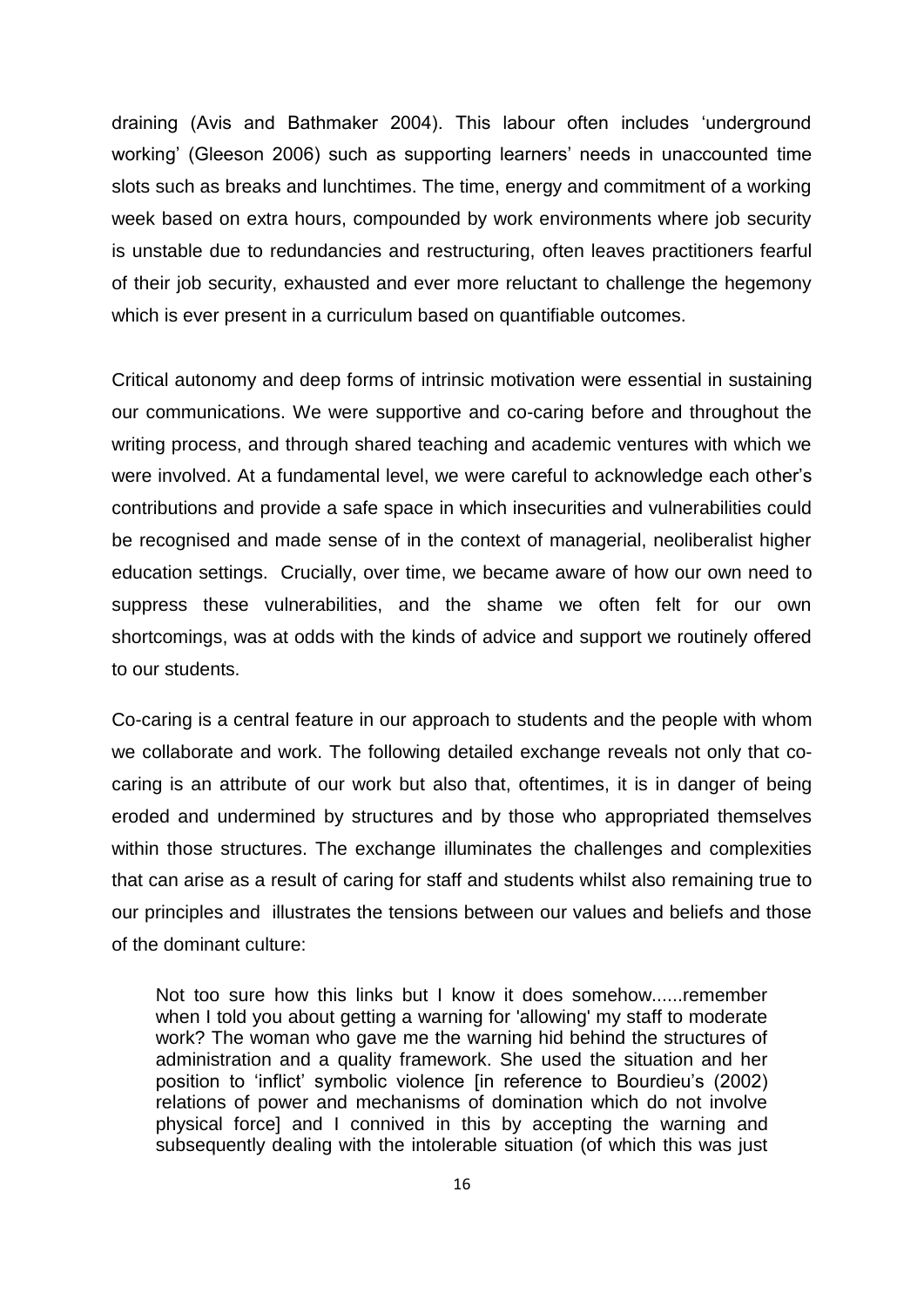draining (Avis and Bathmaker 2004). This labour often includes 'underground working' (Gleeson 2006) such as supporting learners' needs in unaccounted time slots such as breaks and lunchtimes. The time, energy and commitment of a working week based on extra hours, compounded by work environments where job security is unstable due to redundancies and restructuring, often leaves practitioners fearful of their job security, exhausted and ever more reluctant to challenge the hegemony which is ever present in a curriculum based on quantifiable outcomes.

Critical autonomy and deep forms of intrinsic motivation were essential in sustaining our communications. We were supportive and co-caring before and throughout the writing process, and through shared teaching and academic ventures with which we were involved. At a fundamental level, we were careful to acknowledge each other's contributions and provide a safe space in which insecurities and vulnerabilities could be recognised and made sense of in the context of managerial, neoliberalist higher education settings. Crucially, over time, we became aware of how our own need to suppress these vulnerabilities, and the shame we often felt for our own shortcomings, was at odds with the kinds of advice and support we routinely offered to our students.

Co-caring is a central feature in our approach to students and the people with whom we collaborate and work. The following detailed exchange reveals not only that co-caring is an attribute of our work but also that, oftentimes, it is in danger of being eroded and undermined by structures and by those who appropriated themselves within those structures. The exchange illuminates the challenges and complexities that can arise as a result of caring for staff and students whilst also remaining true to our principles and illustrates the tensions between our values and beliefs and those of the dominant culture:

> Not too sure how this links but I know it does somehow......remember when I told you about getting a warning for 'allowing' my staff to moderate work? The woman who gave me the warning hid behind the structures of administration and a quality framework. She used the situation and her position to 'inflict' symbolic violence [in reference to Bourdieu's (2002) relations of power and mechanisms of domination which do not involve physical force] and I connived in this by accepting the warning and subsequently dealing with the intolerable situation (of which this was just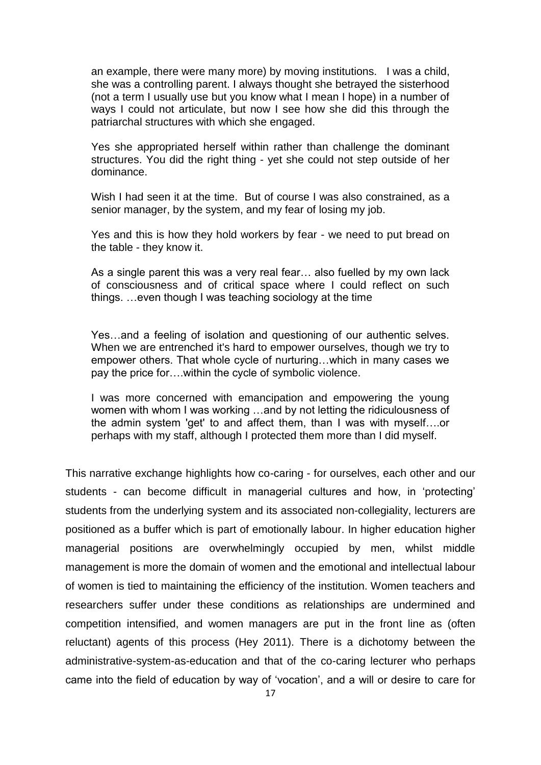> an example, there were many more) by moving institutions. I was a child, she was a controlling parent. I always thought she betrayed the sisterhood (not a term I usually use but you know what I mean I hope) in a number of ways I could not articulate, but now I see how she did this through the patriarchal structures with which she engaged.
>
> Yes she appropriated herself within rather than challenge the dominant structures. You did the right thing - yet she could not step outside of her dominance.
>
> Wish I had seen it at the time. But of course I was also constrained, as a senior manager, by the system, and my fear of losing my job.
>
> Yes and this is how they hold workers by fear - we need to put bread on the table - they know it.
>
> As a single parent this was a very real fear… also fuelled by my own lack of consciousness and of critical space where I could reflect on such things. …even though I was teaching sociology at the time
>
> Yes…and a feeling of isolation and questioning of our authentic selves. When we are entrenched it's hard to empower ourselves, though we try to empower others. That whole cycle of nurturing…which in many cases we pay the price for….within the cycle of symbolic violence.
>
> I was more concerned with emancipation and empowering the young women with whom I was working …and by not letting the ridiculousness of the admin system 'get' to and affect them, than I was with myself….or perhaps with my staff, although I protected them more than I did myself.

This narrative exchange highlights how co-caring - for ourselves, each other and our students - can become difficult in managerial cultures and how, in 'protecting' students from the underlying system and its associated non-collegiality, lecturers are positioned as a buffer which is part of emotionally labour. In higher education higher managerial positions are overwhelmingly occupied by men, whilst middle management is more the domain of women and the emotional and intellectual labour of women is tied to maintaining the efficiency of the institution. Women teachers and researchers suffer under these conditions as relationships are undermined and competition intensified, and women managers are put in the front line as (often reluctant) agents of this process (Hey 2011). There is a dichotomy between the administrative-system-as-education and that of the co-caring lecturer who perhaps came into the field of education by way of 'vocation', and a will or desire to care for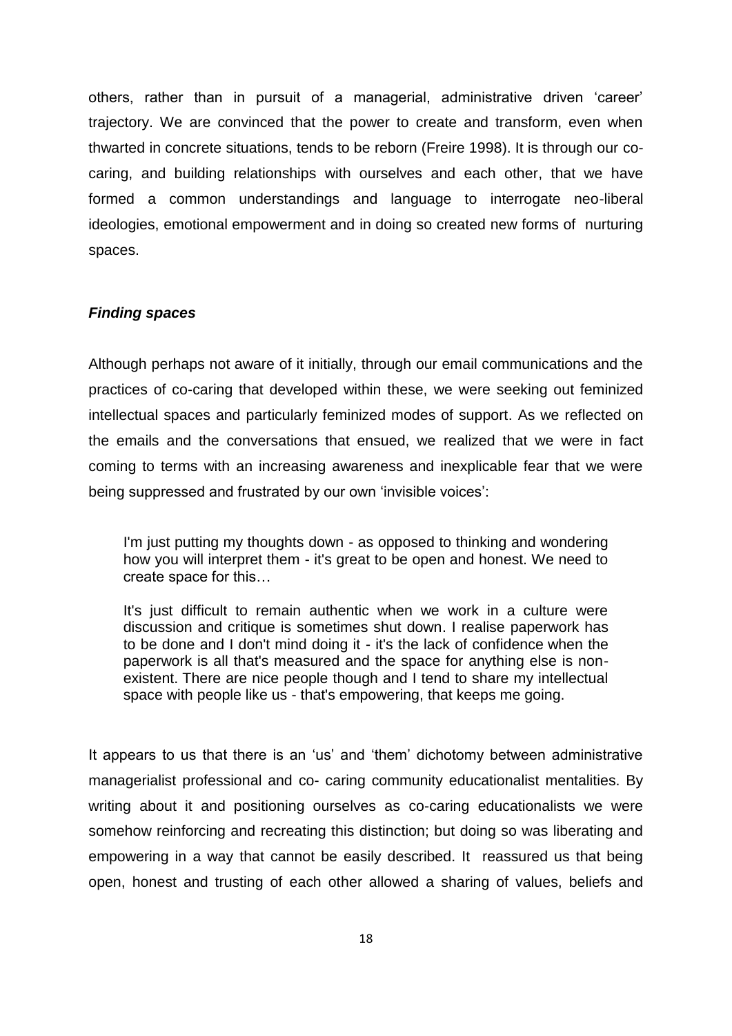others, rather than in pursuit of a managerial, administrative driven 'career' trajectory. We are convinced that the power to create and transform, even when thwarted in concrete situations, tends to be reborn (Freire 1998). It is through our co-caring, and building relationships with ourselves and each other, that we have formed a common understandings and language to interrogate neo-liberal ideologies, emotional empowerment and in doing so created new forms of nurturing spaces.

***Finding spaces***

Although perhaps not aware of it initially, through our email communications and the practices of co-caring that developed within these, we were seeking out feminized intellectual spaces and particularly feminized modes of support. As we reflected on the emails and the conversations that ensued, we realized that we were in fact coming to terms with an increasing awareness and inexplicable fear that we were being suppressed and frustrated by our own 'invisible voices':

> I'm just putting my thoughts down - as opposed to thinking and wondering how you will interpret them - it's great to be open and honest. We need to create space for this…
>
> It's just difficult to remain authentic when we work in a culture were discussion and critique is sometimes shut down. I realise paperwork has to be done and I don't mind doing it - it's the lack of confidence when the paperwork is all that's measured and the space for anything else is non-existent. There are nice people though and I tend to share my intellectual space with people like us - that's empowering, that keeps me going.

It appears to us that there is an 'us' and 'them' dichotomy between administrative managerialist professional and co- caring community educationalist mentalities. By writing about it and positioning ourselves as co-caring educationalists we were somehow reinforcing and recreating this distinction; but doing so was liberating and empowering in a way that cannot be easily described. It reassured us that being open, honest and trusting of each other allowed a sharing of values, beliefs and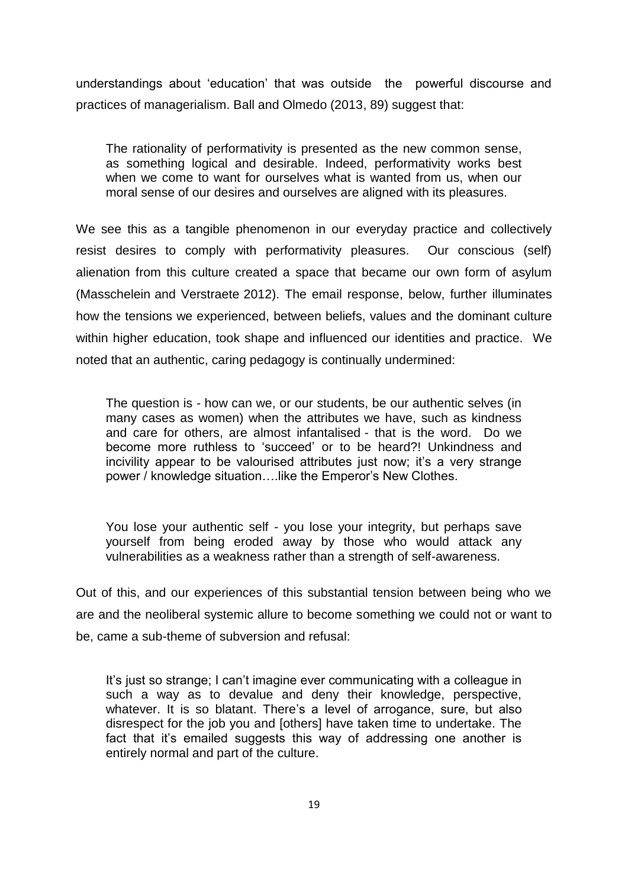understandings about 'education' that was outside the powerful discourse and practices of managerialism. Ball and Olmedo (2013, 89) suggest that:

> The rationality of performativity is presented as the new common sense, as something logical and desirable. Indeed, performativity works best when we come to want for ourselves what is wanted from us, when our moral sense of our desires and ourselves are aligned with its pleasures.

We see this as a tangible phenomenon in our everyday practice and collectively resist desires to comply with performativity pleasures. Our conscious (self) alienation from this culture created a space that became our own form of asylum (Masschelein and Verstraete 2012). The email response, below, further illuminates how the tensions we experienced, between beliefs, values and the dominant culture within higher education, took shape and influenced our identities and practice. We noted that an authentic, caring pedagogy is continually undermined:

> The question is - how can we, or our students, be our authentic selves (in many cases as women) when the attributes we have, such as kindness and care for others, are almost infantalised - that is the word. Do we become more ruthless to 'succeed' or to be heard?! Unkindness and incivility appear to be valourised attributes just now; it's a very strange power / knowledge situation….like the Emperor's New Clothes.

> You lose your authentic self - you lose your integrity, but perhaps save yourself from being eroded away by those who would attack any vulnerabilities as a weakness rather than a strength of self-awareness.

Out of this, and our experiences of this substantial tension between being who we are and the neoliberal systemic allure to become something we could not or want to be, came a sub-theme of subversion and refusal:

> It's just so strange; I can't imagine ever communicating with a colleague in such a way as to devalue and deny their knowledge, perspective, whatever. It is so blatant. There's a level of arrogance, sure, but also disrespect for the job you and [others] have taken time to undertake. The fact that it's emailed suggests this way of addressing one another is entirely normal and part of the culture.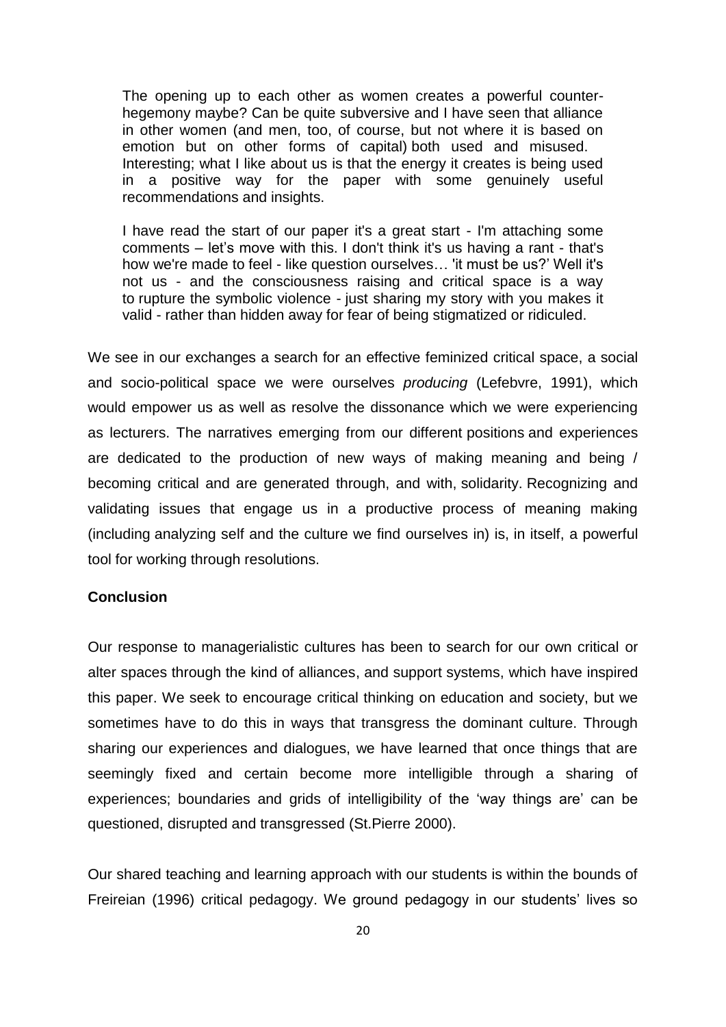> The opening up to each other as women creates a powerful counter-hegemony maybe? Can be quite subversive and I have seen that alliance in other women (and men, too, of course, but not where it is based on emotion but on other forms of capital) both used and misused. Interesting; what I like about us is that the energy it creates is being used in a positive way for the paper with some genuinely useful recommendations and insights.
>
> I have read the start of our paper it's a great start - I'm attaching some comments – let's move with this. I don't think it's us having a rant - that's how we're made to feel - like question ourselves… 'it must be us?' Well it's not us - and the consciousness raising and critical space is a way to rupture the symbolic violence - just sharing my story with you makes it valid - rather than hidden away for fear of being stigmatized or ridiculed.

We see in our exchanges a search for an effective feminized critical space, a social and socio-political space we were ourselves *producing* (Lefebvre, 1991), which would empower us as well as resolve the dissonance which we were experiencing as lecturers. The narratives emerging from our different positions and experiences are dedicated to the production of new ways of making meaning and being / becoming critical and are generated through, and with, solidarity. Recognizing and validating issues that engage us in a productive process of meaning making (including analyzing self and the culture we find ourselves in) is, in itself, a powerful tool for working through resolutions.

**Conclusion**

Our response to managerialistic cultures has been to search for our own critical or alter spaces through the kind of alliances, and support systems, which have inspired this paper. We seek to encourage critical thinking on education and society, but we sometimes have to do this in ways that transgress the dominant culture. Through sharing our experiences and dialogues, we have learned that once things that are seemingly fixed and certain become more intelligible through a sharing of experiences; boundaries and grids of intelligibility of the 'way things are' can be questioned, disrupted and transgressed (St.Pierre 2000).

Our shared teaching and learning approach with our students is within the bounds of Freireian (1996) critical pedagogy. We ground pedagogy in our students' lives so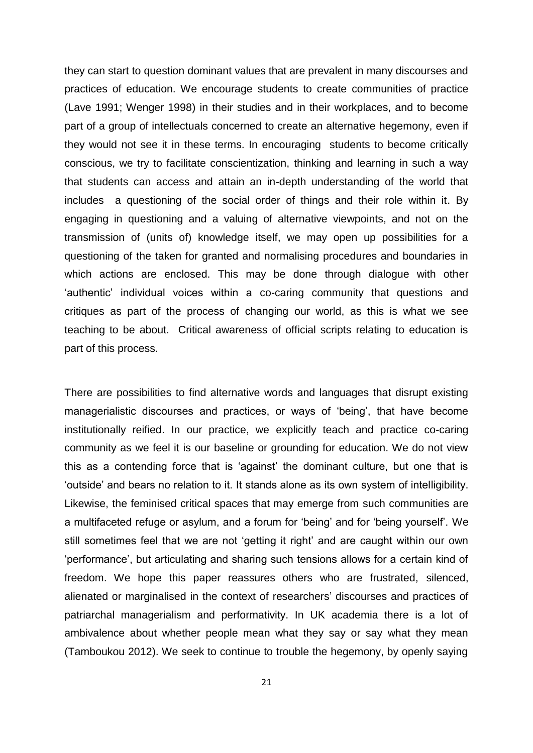they can start to question dominant values that are prevalent in many discourses and practices of education. We encourage students to create communities of practice (Lave 1991; Wenger 1998) in their studies and in their workplaces, and to become part of a group of intellectuals concerned to create an alternative hegemony, even if they would not see it in these terms. In encouraging students to become critically conscious, we try to facilitate conscientization, thinking and learning in such a way that students can access and attain an in-depth understanding of the world that includes a questioning of the social order of things and their role within it. By engaging in questioning and a valuing of alternative viewpoints, and not on the transmission of (units of) knowledge itself, we may open up possibilities for a questioning of the taken for granted and normalising procedures and boundaries in which actions are enclosed. This may be done through dialogue with other 'authentic' individual voices within a co-caring community that questions and critiques as part of the process of changing our world, as this is what we see teaching to be about. Critical awareness of official scripts relating to education is part of this process.

There are possibilities to find alternative words and languages that disrupt existing managerialistic discourses and practices, or ways of 'being', that have become institutionally reified. In our practice, we explicitly teach and practice co-caring community as we feel it is our baseline or grounding for education. We do not view this as a contending force that is 'against' the dominant culture, but one that is 'outside' and bears no relation to it. It stands alone as its own system of intelligibility. Likewise, the feminised critical spaces that may emerge from such communities are a multifaceted refuge or asylum, and a forum for 'being' and for 'being yourself'. We still sometimes feel that we are not 'getting it right' and are caught within our own 'performance', but articulating and sharing such tensions allows for a certain kind of freedom. We hope this paper reassures others who are frustrated, silenced, alienated or marginalised in the context of researchers' discourses and practices of patriarchal managerialism and performativity. In UK academia there is a lot of ambivalence about whether people mean what they say or say what they mean (Tamboukou 2012). We seek to continue to trouble the hegemony, by openly saying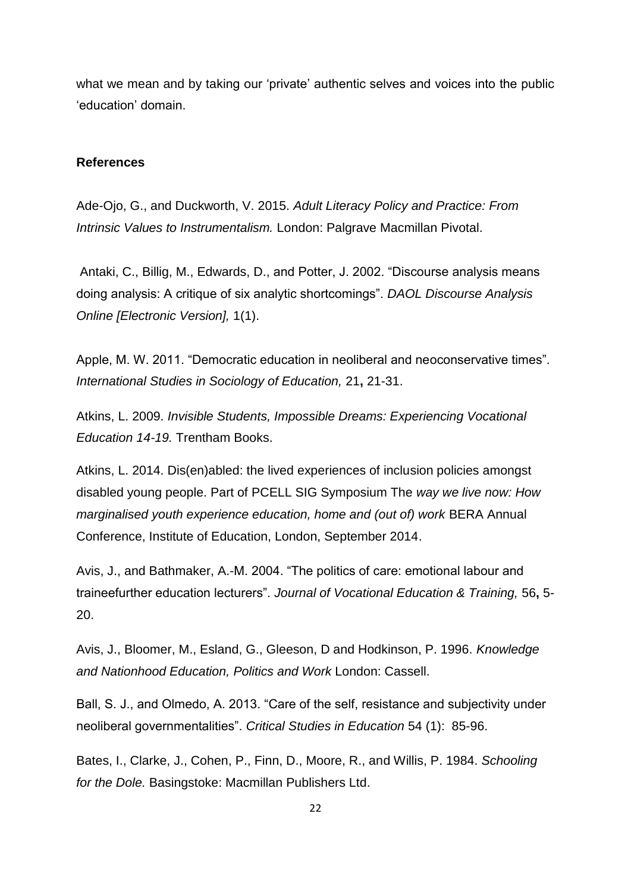what we mean and by taking our 'private' authentic selves and voices into the public 'education' domain.

**References**

Ade-Ojo, G., and Duckworth, V. 2015. *Adult Literacy Policy and Practice: From Intrinsic Values to Instrumentalism.* London: Palgrave Macmillan Pivotal.

Antaki, C., Billig, M., Edwards, D., and Potter, J. 2002. "Discourse analysis means doing analysis: A critique of six analytic shortcomings". *DAOL Discourse Analysis Online [Electronic Version],* 1(1).

Apple, M. W. 2011. "Democratic education in neoliberal and neoconservative times". *International Studies in Sociology of Education,* 21**,** 21-31.

Atkins, L. 2009. *Invisible Students, Impossible Dreams: Experiencing Vocational Education 14-19.* Trentham Books.

Atkins, L. 2014. Dis(en)abled: the lived experiences of inclusion policies amongst disabled young people. Part of PCELL SIG Symposium The *way we live now: How marginalised youth experience education, home and (out of) work* BERA Annual Conference, Institute of Education, London, September 2014.

Avis, J., and Bathmaker, A.-M. 2004. "The politics of care: emotional labour and traineefurther education lecturers". *Journal of Vocational Education & Training,* 56**,** 5-20.

Avis, J., Bloomer, M., Esland, G., Gleeson, D and Hodkinson, P. 1996. *Knowledge and Nationhood Education, Politics and Work* London: Cassell.

Ball, S. J., and Olmedo, A. 2013. "Care of the self, resistance and subjectivity under neoliberal governmentalities". *Critical Studies in Education* 54 (1): 85-96.

Bates, I., Clarke, J., Cohen, P., Finn, D., Moore, R., and Willis, P. 1984. *Schooling for the Dole.* Basingstoke: Macmillan Publishers Ltd.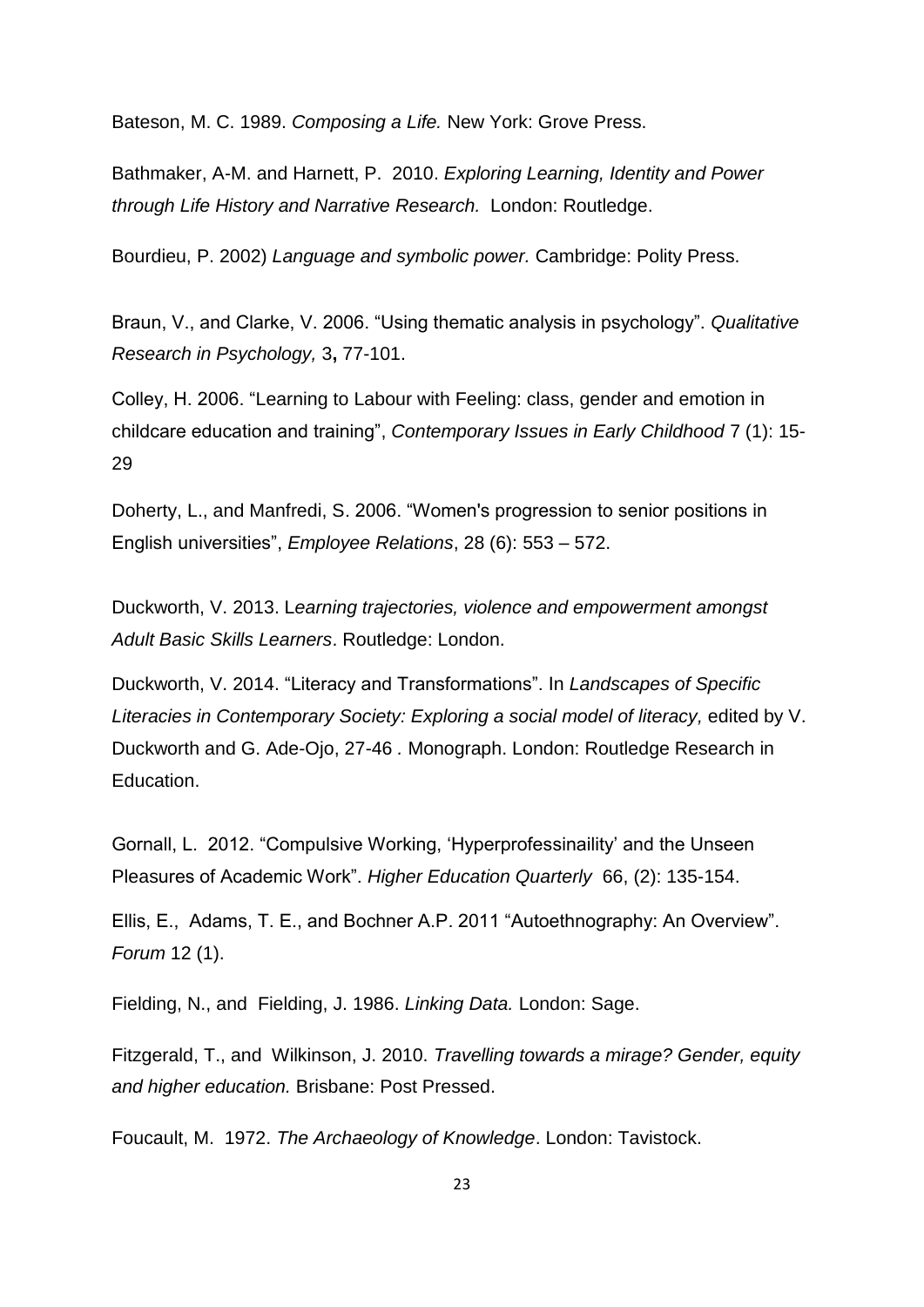Bateson, M. C. 1989. *Composing a Life.* New York: Grove Press.

Bathmaker, A-M. and Harnett, P. 2010. *Exploring Learning, Identity and Power through Life History and Narrative Research.* London: Routledge.

Bourdieu, P. 2002) *Language and symbolic power.* Cambridge: Polity Press.

Braun, V., and Clarke, V. 2006. "Using thematic analysis in psychology". *Qualitative Research in Psychology,* 3**,** 77-101.

Colley, H. 2006. "Learning to Labour with Feeling: class, gender and emotion in childcare education and training", *Contemporary Issues in Early Childhood* 7 (1): 15-29

Doherty, L., and Manfredi, S. 2006. "Women's progression to senior positions in English universities", *Employee Relations*, 28 (6): 553 – 572.

Duckworth, V. 2013. L*earning trajectories, violence and empowerment amongst Adult Basic Skills Learners*. Routledge: London.

Duckworth, V. 2014. "Literacy and Transformations". In *Landscapes of Specific Literacies in Contemporary Society: Exploring a social model of literacy,* edited by V. Duckworth and G. Ade-Ojo, 27-46 *.* Monograph. London: Routledge Research in Education.

Gornall, L. 2012. "Compulsive Working, 'Hyperprofessinaility' and the Unseen Pleasures of Academic Work". *Higher Education Quarterly* 66, (2): 135-154.

Ellis, E., Adams, T. E., and Bochner A.P. 2011 "Autoethnography: An Overview". *Forum* 12 (1).

Fielding, N., and Fielding, J. 1986. *Linking Data.* London: Sage.

Fitzgerald, T., and Wilkinson, J. 2010. *Travelling towards a mirage? Gender, equity and higher education.* Brisbane: Post Pressed.

Foucault, M. 1972. *The Archaeology of Knowledge*. London: Tavistock.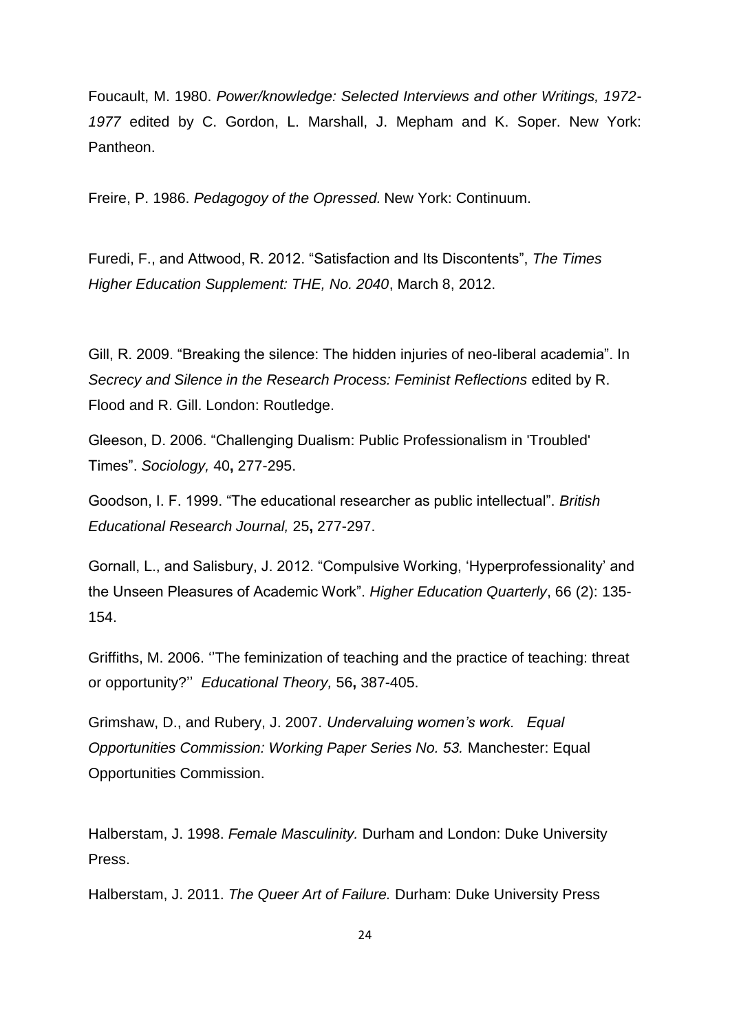Foucault, M. 1980. *Power/knowledge: Selected Interviews and other Writings, 1972-1977* edited by C. Gordon, L. Marshall, J. Mepham and K. Soper. New York: Pantheon.

Freire, P. 1986. *Pedagogoy of the Opressed.* New York: Continuum.

Furedi, F., and Attwood, R. 2012. "Satisfaction and Its Discontents", *The Times Higher Education Supplement: THE, No. 2040*, March 8, 2012.

Gill, R. 2009. "Breaking the silence: The hidden injuries of neo-liberal academia". In *Secrecy and Silence in the Research Process: Feminist Reflections* edited by R. Flood and R. Gill. London: Routledge.

Gleeson, D. 2006. "Challenging Dualism: Public Professionalism in 'Troubled' Times". *Sociology,* 40**,** 277-295.

Goodson, I. F. 1999. "The educational researcher as public intellectual". *British Educational Research Journal,* 25**,** 277-297.

Gornall, L., and Salisbury, J. 2012. "Compulsive Working, 'Hyperprofessionality' and the Unseen Pleasures of Academic Work". *Higher Education Quarterly*, 66 (2): 135-154.

Griffiths, M. 2006. ''The feminization of teaching and the practice of teaching: threat or opportunity?'' *Educational Theory,* 56**,** 387-405.

Grimshaw, D., and Rubery, J. 2007. *Undervaluing women's work. Equal Opportunities Commission: Working Paper Series No. 53.* Manchester: Equal Opportunities Commission.

Halberstam, J. 1998. *Female Masculinity.* Durham and London: Duke University Press.

Halberstam, J. 2011. *The Queer Art of Failure.* Durham: Duke University Press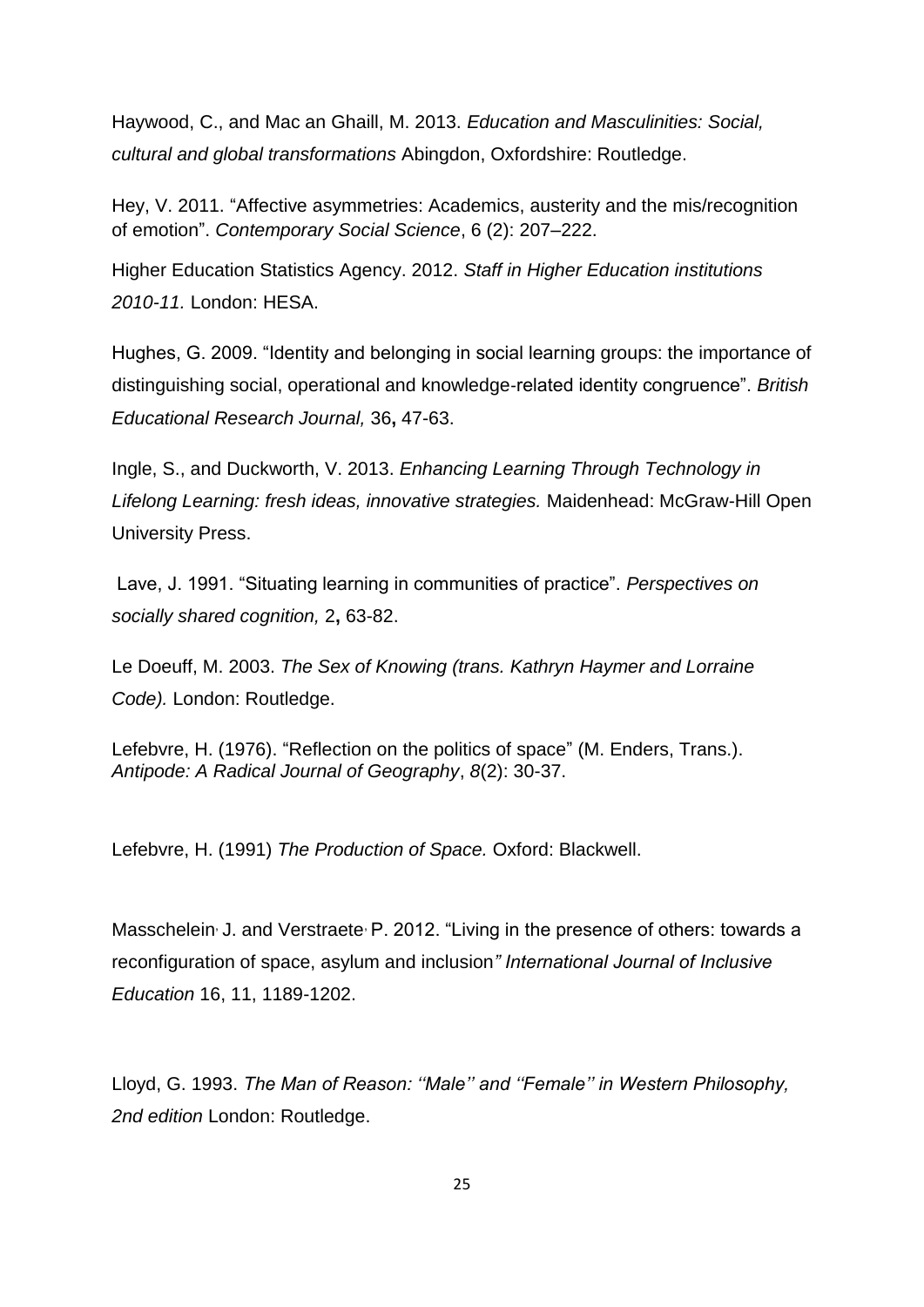Haywood, C., and Mac an Ghaill, M. 2013. *Education and Masculinities: Social, cultural and global transformations* Abingdon, Oxfordshire: Routledge.

Hey, V. 2011. "Affective asymmetries: Academics, austerity and the mis/recognition of emotion". *Contemporary Social Science*, 6 (2): 207–222.

Higher Education Statistics Agency. 2012. *Staff in Higher Education institutions 2010-11.* London: HESA.

Hughes, G. 2009. "Identity and belonging in social learning groups: the importance of distinguishing social, operational and knowledge-related identity congruence". *British Educational Research Journal,* 36**,** 47-63.

Ingle, S., and Duckworth, V. 2013. *Enhancing Learning Through Technology in Lifelong Learning: fresh ideas, innovative strategies.* Maidenhead: McGraw-Hill Open University Press.

Lave, J. 1991. "Situating learning in communities of practice". *Perspectives on socially shared cognition,* 2**,** 63-82.

Le Doeuff, M. 2003. *The Sex of Knowing (trans. Kathryn Haymer and Lorraine Code).* London: Routledge.

Lefebvre, H. (1976). "Reflection on the politics of space" (M. Enders, Trans.). *Antipode: A Radical Journal of Geography*, *8*(2): 30-37.

Lefebvre, H. (1991) *The Production of Space.* Oxford: Blackwell.

Masschelein, J. and Verstraete, P. 2012. "Living in the presence of others: towards a reconfiguration of space, asylum and inclusion*" International Journal of Inclusive Education* 16, 11, 1189-1202.

Lloyd, G. 1993. *The Man of Reason: ''Male'' and ''Female'' in Western Philosophy, 2nd edition* London: Routledge.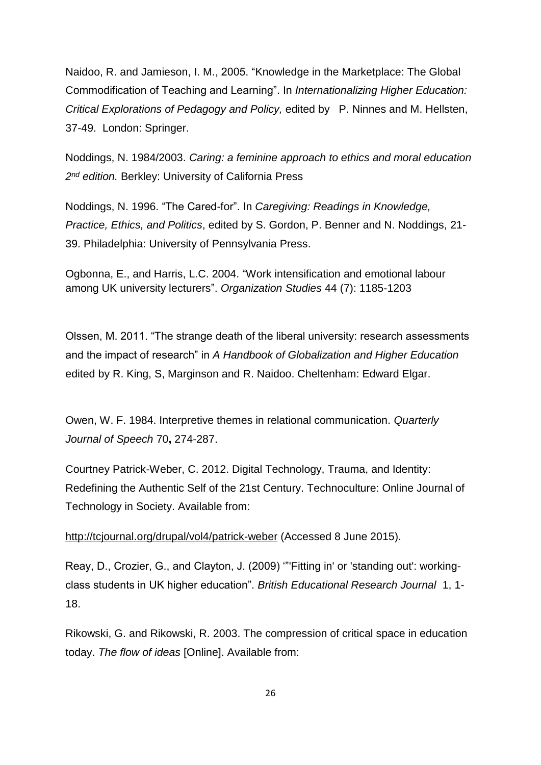Naidoo, R. and Jamieson, I. M., 2005. “Knowledge in the Marketplace: The Global Commodification of Teaching and Learning”. In *Internationalizing Higher Education: Critical Explorations of Pedagogy and Policy,* edited by P. Ninnes and M. Hellsten, 37-49. London: Springer.

Noddings, N. 1984/2003. *Caring: a feminine approach to ethics and moral education 2nd edition.* Berkley: University of California Press

Noddings, N. 1996. “The Cared-for”. In *Caregiving: Readings in Knowledge, Practice, Ethics, and Politics*, edited by S. Gordon, P. Benner and N. Noddings, 21-39. Philadelphia: University of Pennsylvania Press.

Ogbonna, E., and Harris, L.C. 2004. “Work intensification and emotional labour among UK university lecturers”. *Organization Studies* 44 (7): 1185-1203

Olssen, M. 2011. “The strange death of the liberal university: research assessments and the impact of research” in *A Handbook of Globalization and Higher Education* edited by R. King, S, Marginson and R. Naidoo. Cheltenham: Edward Elgar.

Owen, W. F. 1984. Interpretive themes in relational communication. *Quarterly Journal of Speech* 70**,** 274-287.

Courtney Patrick-Weber, C. 2012. Digital Technology, Trauma, and Identity: Redefining the Authentic Self of the 21st Century. Technoculture: Online Journal of Technology in Society. Available from:

http://tcjournal.org/drupal/vol4/patrick-weber (Accessed 8 June 2015).

Reay, D., Crozier, G., and Clayton, J. (2009) '"'Fitting in' or 'standing out': working-class students in UK higher education”. *British Educational Research Journal* 1, 1-18.

Rikowski, G. and Rikowski, R. 2003. The compression of critical space in education today. *The flow of ideas* [Online]. Available from: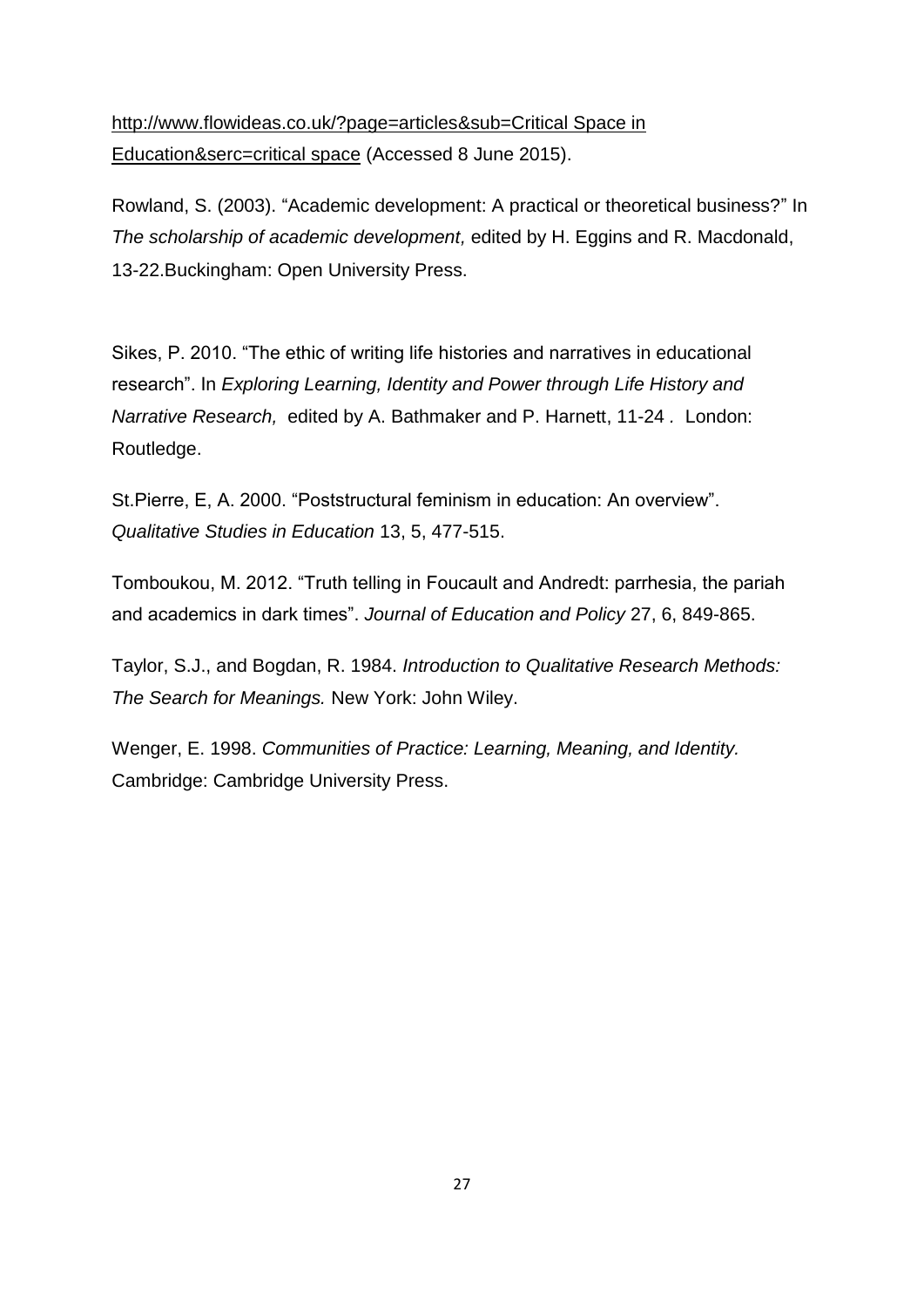http://www.flowideas.co.uk/?page=articles&sub=Critical Space in Education&serc=critical space (Accessed 8 June 2015).

Rowland, S. (2003). "Academic development: A practical or theoretical business?" In *The scholarship of academic development,* edited by H. Eggins and R. Macdonald, 13-22.Buckingham: Open University Press.

Sikes, P. 2010. "The ethic of writing life histories and narratives in educational research". In *Exploring Learning, Identity and Power through Life History and Narrative Research,* edited by A. Bathmaker and P. Harnett, 11-24 . London: Routledge.

St.Pierre, E, A. 2000. "Poststructural feminism in education: An overview". *Qualitative Studies in Education* 13, 5, 477-515.

Tomboukou, M. 2012. "Truth telling in Foucault and Andredt: parrhesia, the pariah and academics in dark times". *Journal of Education and Policy* 27, 6, 849-865.

Taylor, S.J., and Bogdan, R. 1984. *Introduction to Qualitative Research Methods: The Search for Meanings.* New York: John Wiley.

Wenger, E. 1998. *Communities of Practice: Learning, Meaning, and Identity.* Cambridge: Cambridge University Press.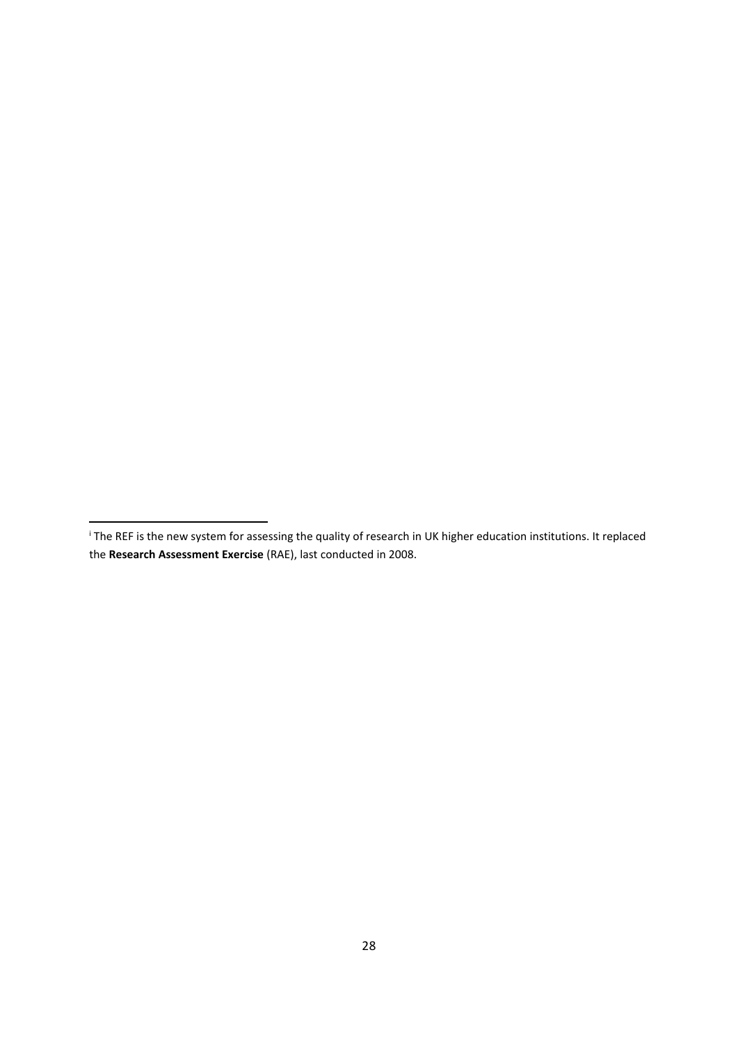[i] The REF is the new system for assessing the quality of research in UK higher education institutions. It replaced the **Research Assessment Exercise** (RAE), last conducted in 2008.